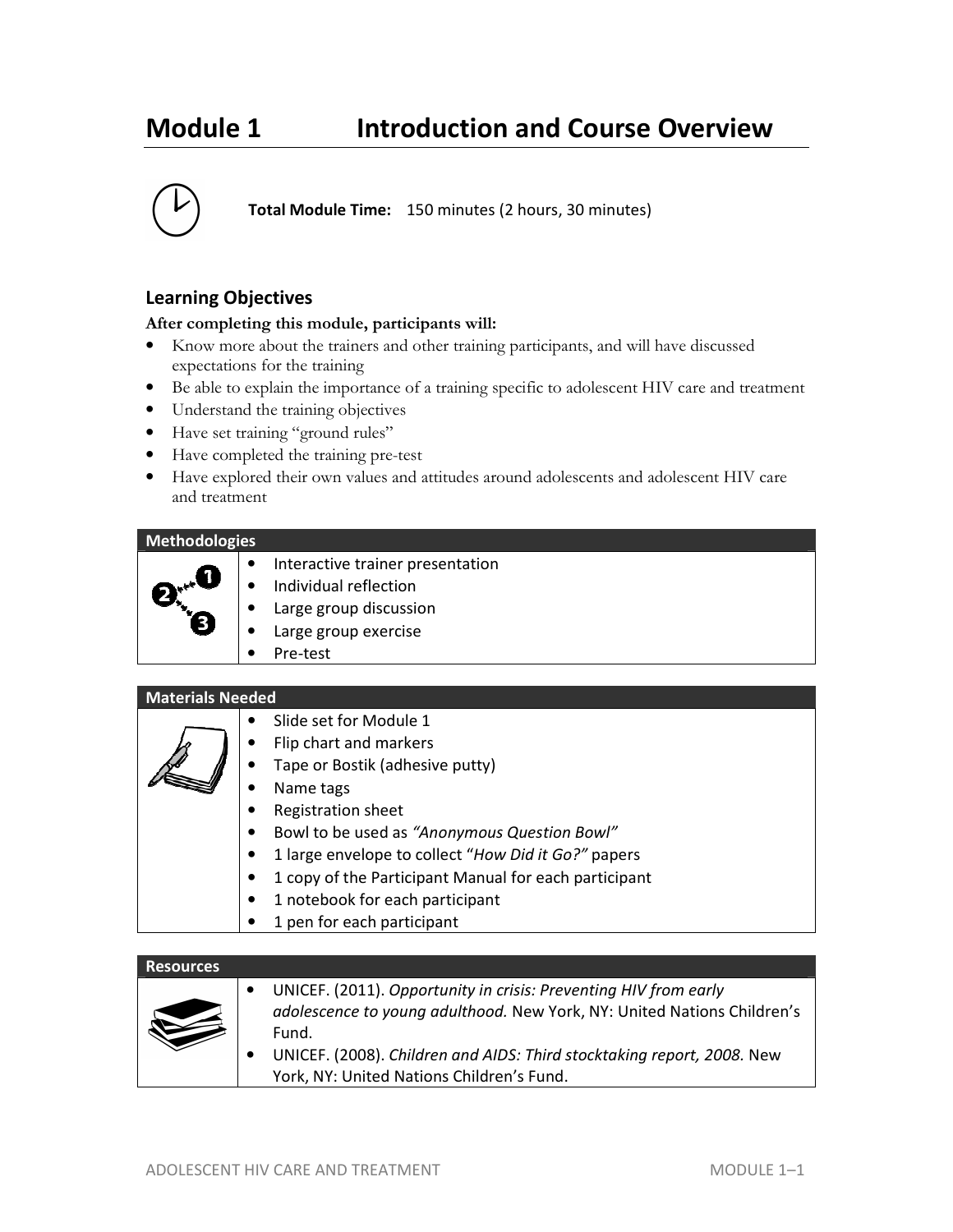# Module 1 Introduction and Course Overview

**Total Module Time:** 150 minutes (2 hours, 30 minutes)

## Learning Objectives

**After completing this module, participants will:**

- Know more about the trainers and other training participants, and will have discussed expectations for the training
- Be able to explain the importance of a training specific to adolescent HIV care and treatment
- Understand the training objectives
- Have set training "ground rules"
- Have completed the training pre-test
- Have explored their own values and attitudes around adolescents and adolescent HIV care and treatment

| Methodologies |
| --- |
| • Interactive trainer presentation<br>• Individual reflection<br>• Large group discussion<br>• Large group exercise<br>• Pre-test |

| Materials Needed |
| --- |
| • Slide set for Module 1<br>• Flip chart and markers<br>• Tape or Bostik (adhesive putty)<br>• Name tags<br>• Registration sheet<br>• Bowl to be used as *"Anonymous Question Bowl"*<br>• 1 large envelope to collect "*How Did it Go?"* papers<br>• 1 copy of the Participant Manual for each participant<br>• 1 notebook for each participant<br>• 1 pen for each participant |

| Resources |
| --- |
| • UNICEF. (2011). *Opportunity in crisis: Preventing HIV from early adolescence to young adulthood.* New York, NY: United Nations Children's Fund.<br>• UNICEF. (2008). *Children and AIDS: Third stocktaking report, 2008.* New York, NY: United Nations Children's Fund. |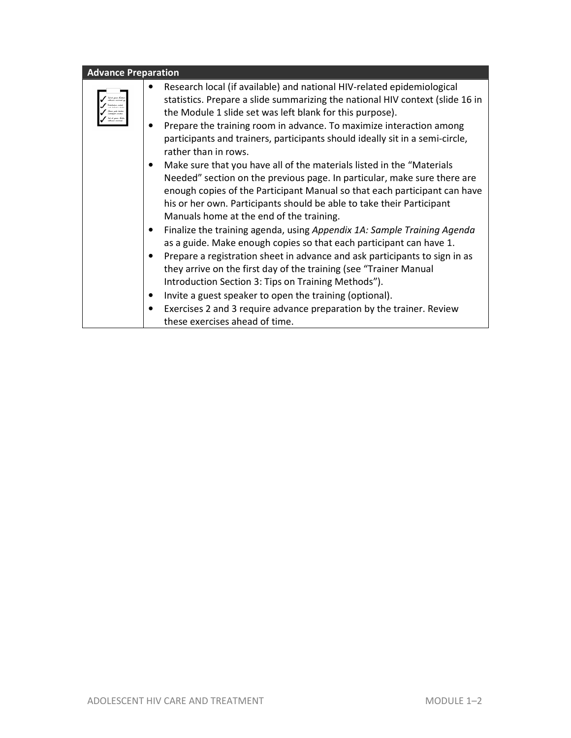## Advance Preparation

- Research local (if available) and national HIV-related epidemiological statistics. Prepare a slide summarizing the national HIV context (slide 16 in the Module 1 slide set was left blank for this purpose).
- Prepare the training room in advance. To maximize interaction among participants and trainers, participants should ideally sit in a semi-circle, rather than in rows.
- Make sure that you have all of the materials listed in the "Materials Needed" section on the previous page. In particular, make sure there are enough copies of the Participant Manual so that each participant can have his or her own. Participants should be able to take their Participant Manuals home at the end of the training.
- Finalize the training agenda, using *Appendix 1A: Sample Training Agenda* as a guide. Make enough copies so that each participant can have 1.
- Prepare a registration sheet in advance and ask participants to sign in as they arrive on the first day of the training (see "Trainer Manual Introduction Section 3: Tips on Training Methods").
- Invite a guest speaker to open the training (optional).
- Exercises 2 and 3 require advance preparation by the trainer. Review these exercises ahead of time.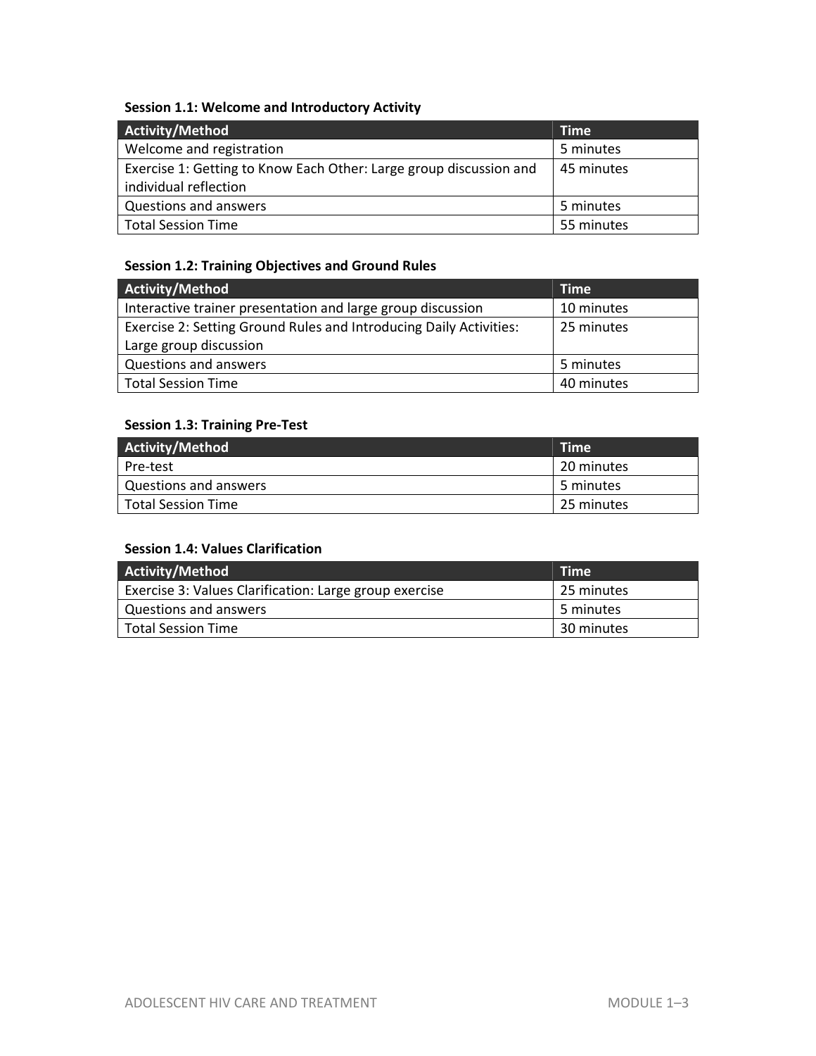**Session 1.1: Welcome and Introductory Activity**

| Activity/Method | Time |
| --- | --- |
| Welcome and registration | 5 minutes |
| Exercise 1: Getting to Know Each Other: Large group discussion and individual reflection | 45 minutes |
| Questions and answers | 5 minutes |
| Total Session Time | 55 minutes |

**Session 1.2: Training Objectives and Ground Rules**

| Activity/Method | Time |
| --- | --- |
| Interactive trainer presentation and large group discussion | 10 minutes |
| Exercise 2: Setting Ground Rules and Introducing Daily Activities: Large group discussion | 25 minutes |
| Questions and answers | 5 minutes |
| Total Session Time | 40 minutes |

**Session 1.3: Training Pre-Test**

| Activity/Method | Time |
| --- | --- |
| Pre-test | 20 minutes |
| Questions and answers | 5 minutes |
| Total Session Time | 25 minutes |

**Session 1.4: Values Clarification**

| Activity/Method | Time |
| --- | --- |
| Exercise 3: Values Clarification: Large group exercise | 25 minutes |
| Questions and answers | 5 minutes |
| Total Session Time | 30 minutes |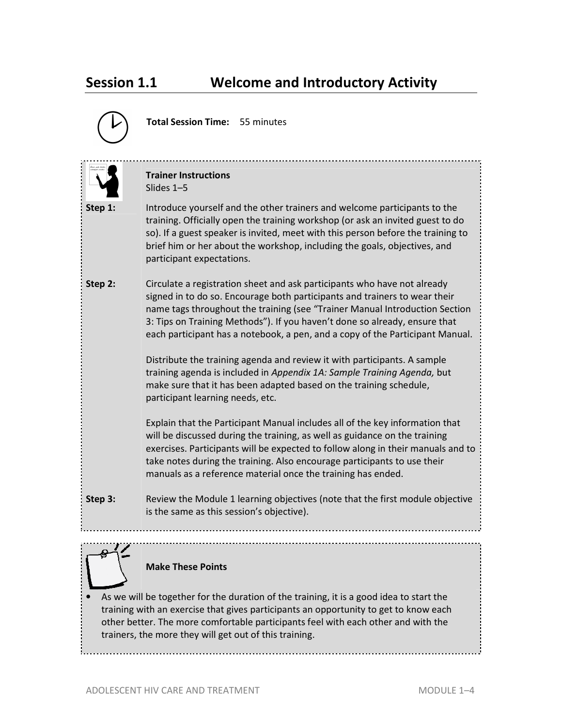## Session 1.1 Welcome and Introductory Activity

**Total Session Time:** 55 minutes

**Trainer Instructions**
Slides 1–5

**Step 1:** Introduce yourself and the other trainers and welcome participants to the training. Officially open the training workshop (or ask an invited guest to do so). If a guest speaker is invited, meet with this person before the training to brief him or her about the workshop, including the goals, objectives, and participant expectations.

**Step 2:** Circulate a registration sheet and ask participants who have not already signed in to do so. Encourage both participants and trainers to wear their name tags throughout the training (see "Trainer Manual Introduction Section 3: Tips on Training Methods"). If you haven't done so already, ensure that each participant has a notebook, a pen, and a copy of the Participant Manual.

Distribute the training agenda and review it with participants. A sample training agenda is included in *Appendix 1A: Sample Training Agenda,* but make sure that it has been adapted based on the training schedule, participant learning needs, etc.

Explain that the Participant Manual includes all of the key information that will be discussed during the training, as well as guidance on the training exercises. Participants will be expected to follow along in their manuals and to take notes during the training. Also encourage participants to use their manuals as a reference material once the training has ended.

**Step 3:** Review the Module 1 learning objectives (note that the first module objective is the same as this session's objective).

**Make These Points**

- As we will be together for the duration of the training, it is a good idea to start the training with an exercise that gives participants an opportunity to get to know each other better. The more comfortable participants feel with each other and with the trainers, the more they will get out of this training.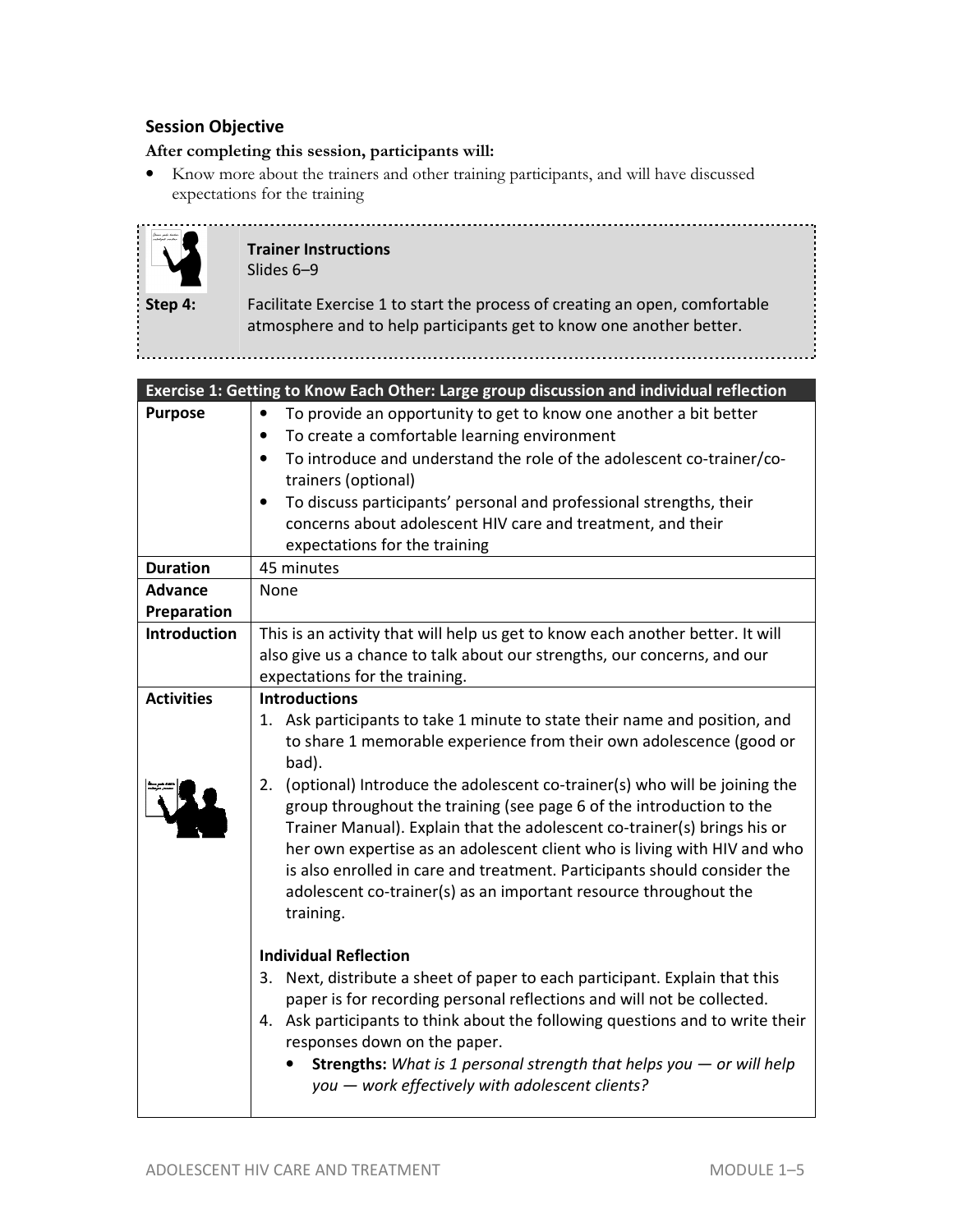## Session Objective

**After completing this session, participants will:**

- Know more about the trainers and other training participants, and will have discussed expectations for the training

**Trainer Instructions**
Slides 6–9

**Step 4:** Facilitate Exercise 1 to start the process of creating an open, comfortable atmosphere and to help participants get to know one another better.

| Exercise 1: Getting to Know Each Other: Large group discussion and individual reflection | |
|---|---|
| **Purpose** | • To provide an opportunity to get to know one another a bit better<br>• To create a comfortable learning environment<br>• To introduce and understand the role of the adolescent co-trainer/co-trainers (optional)<br>• To discuss participants' personal and professional strengths, their concerns about adolescent HIV care and treatment, and their expectations for the training |
| **Duration** | 45 minutes |
| **Advance Preparation** | None |
| **Introduction** | This is an activity that will help us get to know each another better. It will also give us a chance to talk about our strengths, our concerns, and our expectations for the training. |
| **Activities** | **Introductions**<br>1. Ask participants to take 1 minute to state their name and position, and to share 1 memorable experience from their own adolescence (good or bad).<br>2. (optional) Introduce the adolescent co-trainer(s) who will be joining the group throughout the training (see page 6 of the introduction to the Trainer Manual). Explain that the adolescent co-trainer(s) brings his or her own expertise as an adolescent client who is living with HIV and who is also enrolled in care and treatment. Participants should consider the adolescent co-trainer(s) as an important resource throughout the training.<br><br>**Individual Reflection**<br>3. Next, distribute a sheet of paper to each participant. Explain that this paper is for recording personal reflections and will not be collected.<br>4. Ask participants to think about the following questions and to write their responses down on the paper.<br>• **Strengths:** *What is 1 personal strength that helps you — or will help you — work effectively with adolescent clients?* |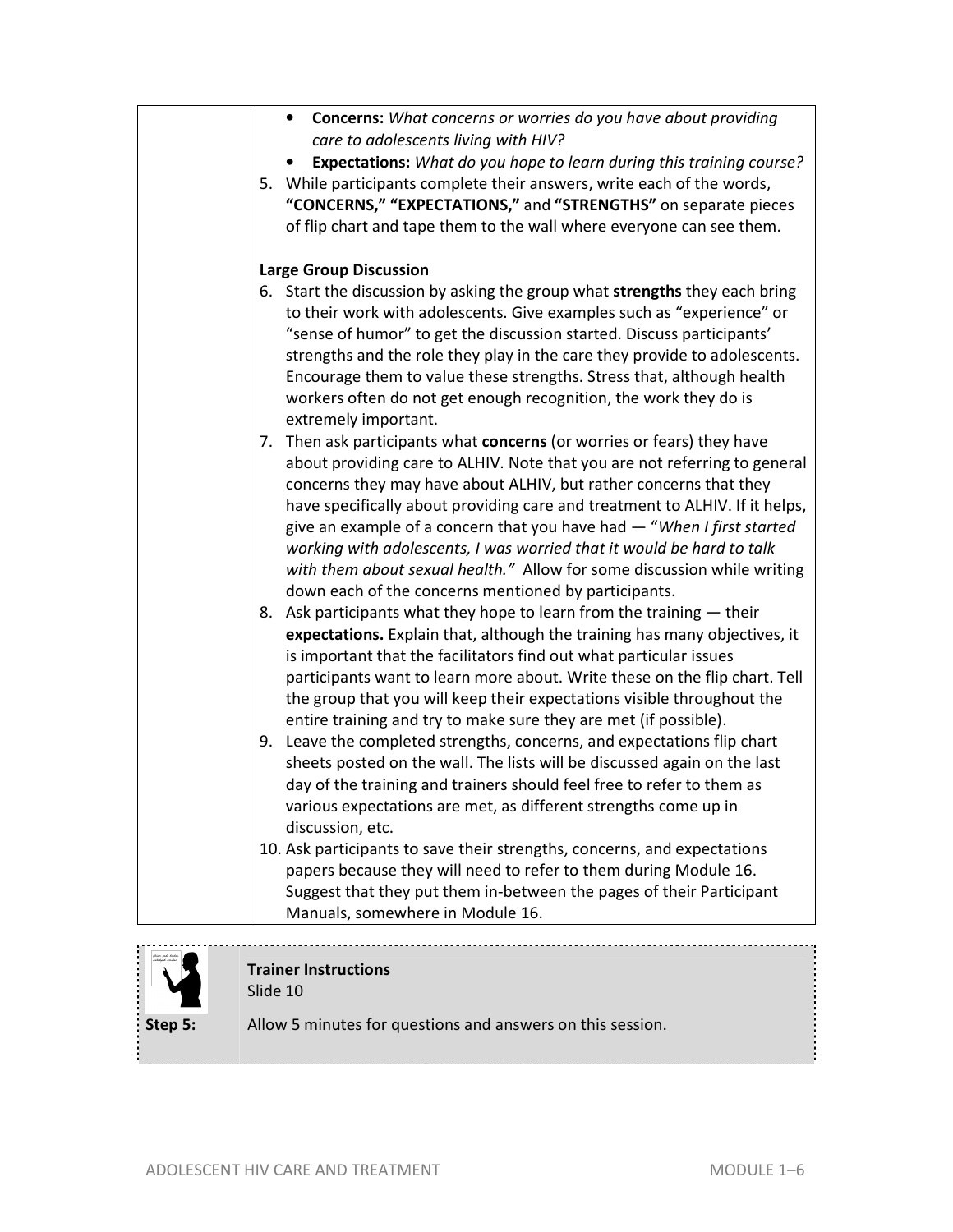|  |  |
|---|---|
|  | • **Concerns:** *What concerns or worries do you have about providing care to adolescents living with HIV?*<br>• **Expectations:** *What do you hope to learn during this training course?*<br>5. While participants complete their answers, write each of the words, **"CONCERNS," "EXPECTATIONS,"** and **"STRENGTHS"** on separate pieces of flip chart and tape them to the wall where everyone can see them.<br><br>**Large Group Discussion**<br>6. Start the discussion by asking the group what **strengths** they each bring to their work with adolescents. Give examples such as "experience" or "sense of humor" to get the discussion started. Discuss participants' strengths and the role they play in the care they provide to adolescents. Encourage them to value these strengths. Stress that, although health workers often do not get enough recognition, the work they do is extremely important.<br>7. Then ask participants what **concerns** (or worries or fears) they have about providing care to ALHIV. Note that you are not referring to general concerns they may have about ALHIV, but rather concerns that they have specifically about providing care and treatment to ALHIV. If it helps, give an example of a concern that you have had — "*When I first started working with adolescents, I was worried that it would be hard to talk with them about sexual health."* Allow for some discussion while writing down each of the concerns mentioned by participants.<br>8. Ask participants what they hope to learn from the training — their **expectations.** Explain that, although the training has many objectives, it is important that the facilitators find out what particular issues participants want to learn more about. Write these on the flip chart. Tell the group that you will keep their expectations visible throughout the entire training and try to make sure they are met (if possible).<br>9. Leave the completed strengths, concerns, and expectations flip chart sheets posted on the wall. The lists will be discussed again on the last day of the training and trainers should feel free to refer to them as various expectations are met, as different strengths come up in discussion, etc.<br>10. Ask participants to save their strengths, concerns, and expectations papers because they will need to refer to them during Module 16. Suggest that they put them in-between the pages of their Participant Manuals, somewhere in Module 16. |

**Trainer Instructions**
Slide 10

**Step 5:** Allow 5 minutes for questions and answers on this session.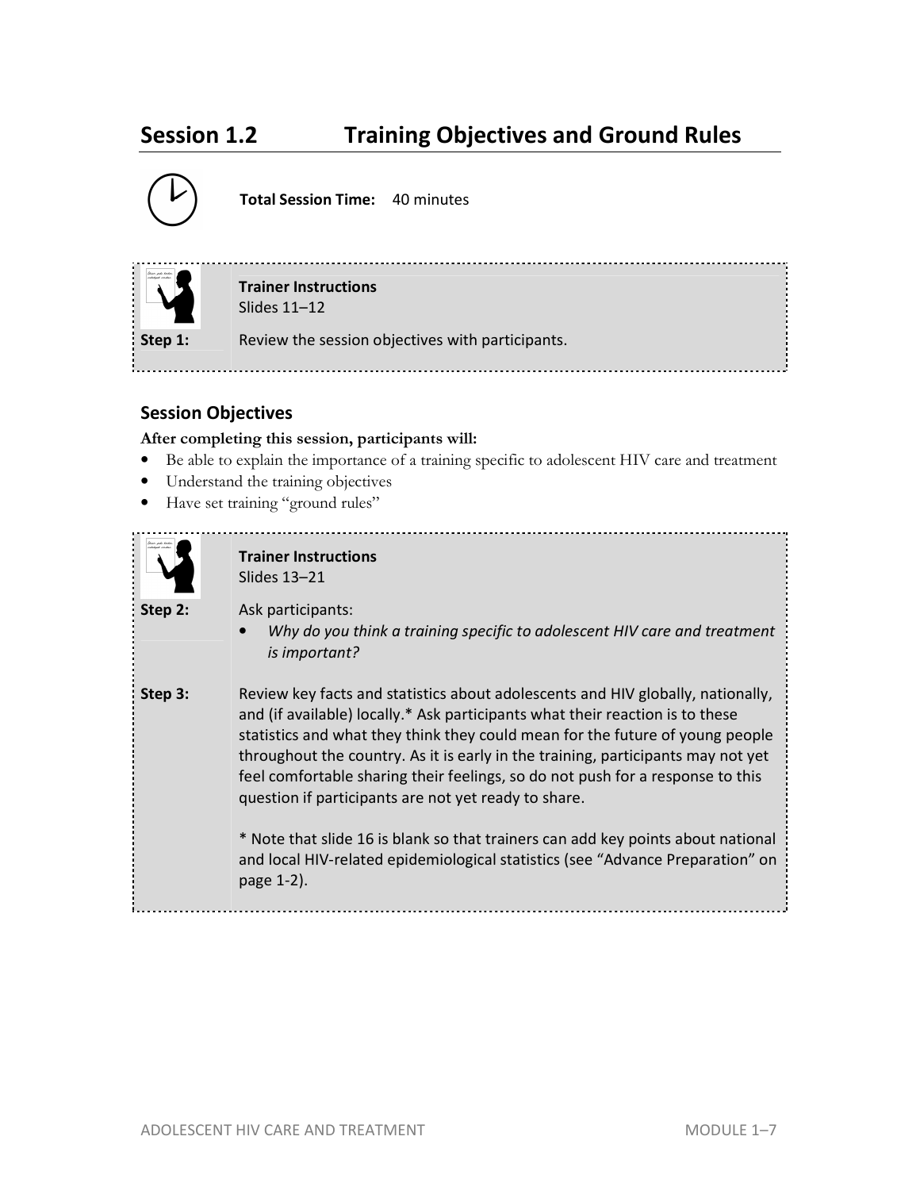# Session 1.2 Training Objectives and Ground Rules

**Total Session Time:** 40 minutes

**Trainer Instructions**
Slides 11–12

**Step 1:** Review the session objectives with participants.

## Session Objectives

**After completing this session, participants will:**

- Be able to explain the importance of a training specific to adolescent HIV care and treatment
- Understand the training objectives
- Have set training "ground rules"

**Trainer Instructions**
Slides 13–21

**Step 2:** Ask participants:

- *Why do you think a training specific to adolescent HIV care and treatment is important?*

**Step 3:** Review key facts and statistics about adolescents and HIV globally, nationally, and (if available) locally.* Ask participants what their reaction is to these statistics and what they think they could mean for the future of young people throughout the country. As it is early in the training, participants may not yet feel comfortable sharing their feelings, so do not push for a response to this question if participants are not yet ready to share.

* Note that slide 16 is blank so that trainers can add key points about national and local HIV-related epidemiological statistics (see "Advance Preparation" on page 1-2).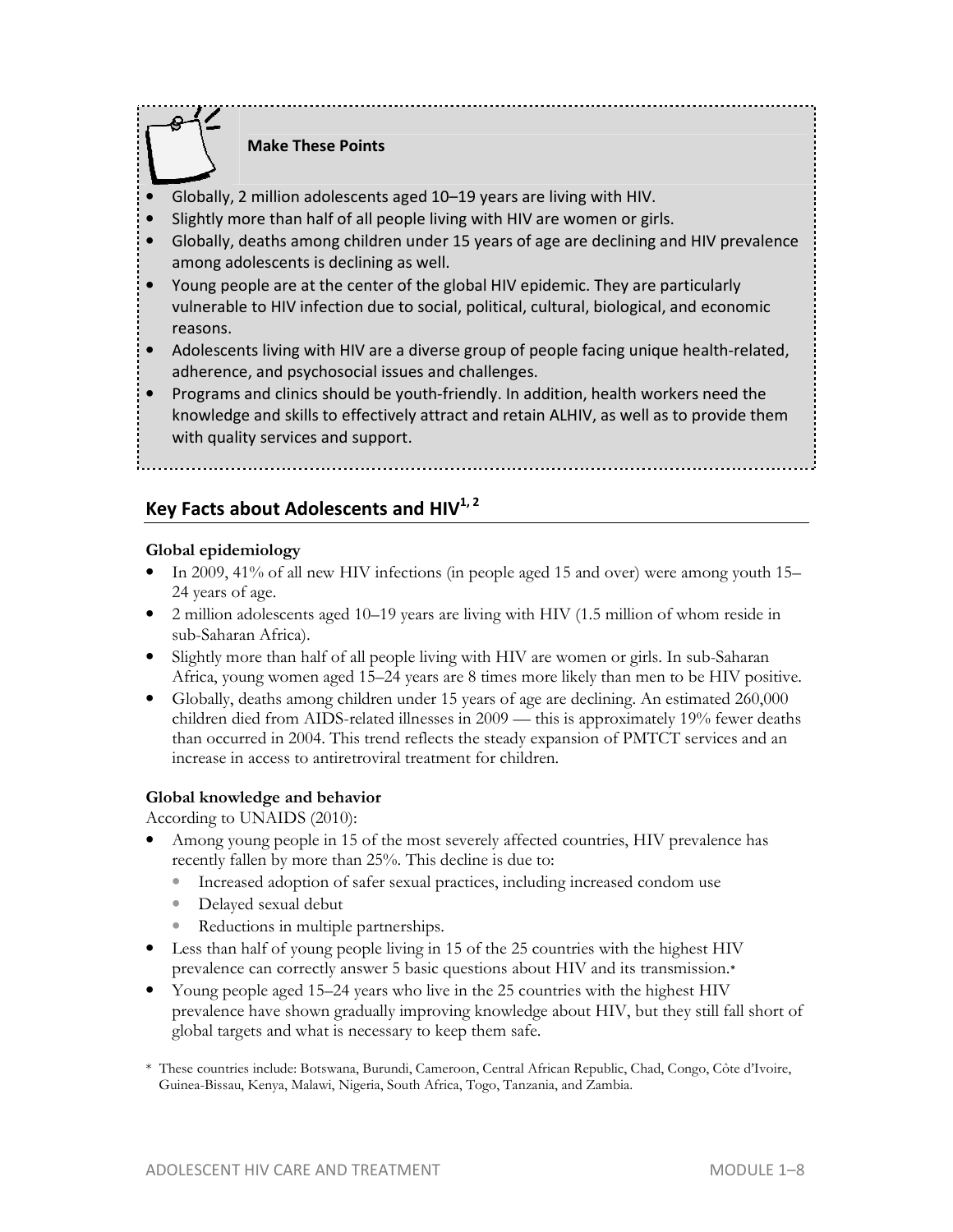**Make These Points**

- Globally, 2 million adolescents aged 10–19 years are living with HIV.
- Slightly more than half of all people living with HIV are women or girls.
- Globally, deaths among children under 15 years of age are declining and HIV prevalence among adolescents is declining as well.
- Young people are at the center of the global HIV epidemic. They are particularly vulnerable to HIV infection due to social, political, cultural, biological, and economic reasons.
- Adolescents living with HIV are a diverse group of people facing unique health-related, adherence, and psychosocial issues and challenges.
- Programs and clinics should be youth-friendly. In addition, health workers need the knowledge and skills to effectively attract and retain ALHIV, as well as to provide them with quality services and support.

## Key Facts about Adolescents and HIV[1, 2]

**Global epidemiology**

- In 2009, 41% of all new HIV infections (in people aged 15 and over) were among youth 15–24 years of age.
- 2 million adolescents aged 10–19 years are living with HIV (1.5 million of whom reside in sub-Saharan Africa).
- Slightly more than half of all people living with HIV are women or girls. In sub-Saharan Africa, young women aged 15–24 years are 8 times more likely than men to be HIV positive.
- Globally, deaths among children under 15 years of age are declining. An estimated 260,000 children died from AIDS-related illnesses in 2009 — this is approximately 19% fewer deaths than occurred in 2004. This trend reflects the steady expansion of PMTCT services and an increase in access to antiretroviral treatment for children.

**Global knowledge and behavior**

According to UNAIDS (2010):

- Among young people in 15 of the most severely affected countries, HIV prevalence has recently fallen by more than 25%. This decline is due to:
  - Increased adoption of safer sexual practices, including increased condom use
  - Delayed sexual debut
  - Reductions in multiple partnerships.
- Less than half of young people living in 15 of the 25 countries with the highest HIV prevalence can correctly answer 5 basic questions about HIV and its transmission.*
- Young people aged 15–24 years who live in the 25 countries with the highest HIV prevalence have shown gradually improving knowledge about HIV, but they still fall short of global targets and what is necessary to keep them safe.

\* These countries include: Botswana, Burundi, Cameroon, Central African Republic, Chad, Congo, Côte d'Ivoire, Guinea-Bissau, Kenya, Malawi, Nigeria, South Africa, Togo, Tanzania, and Zambia.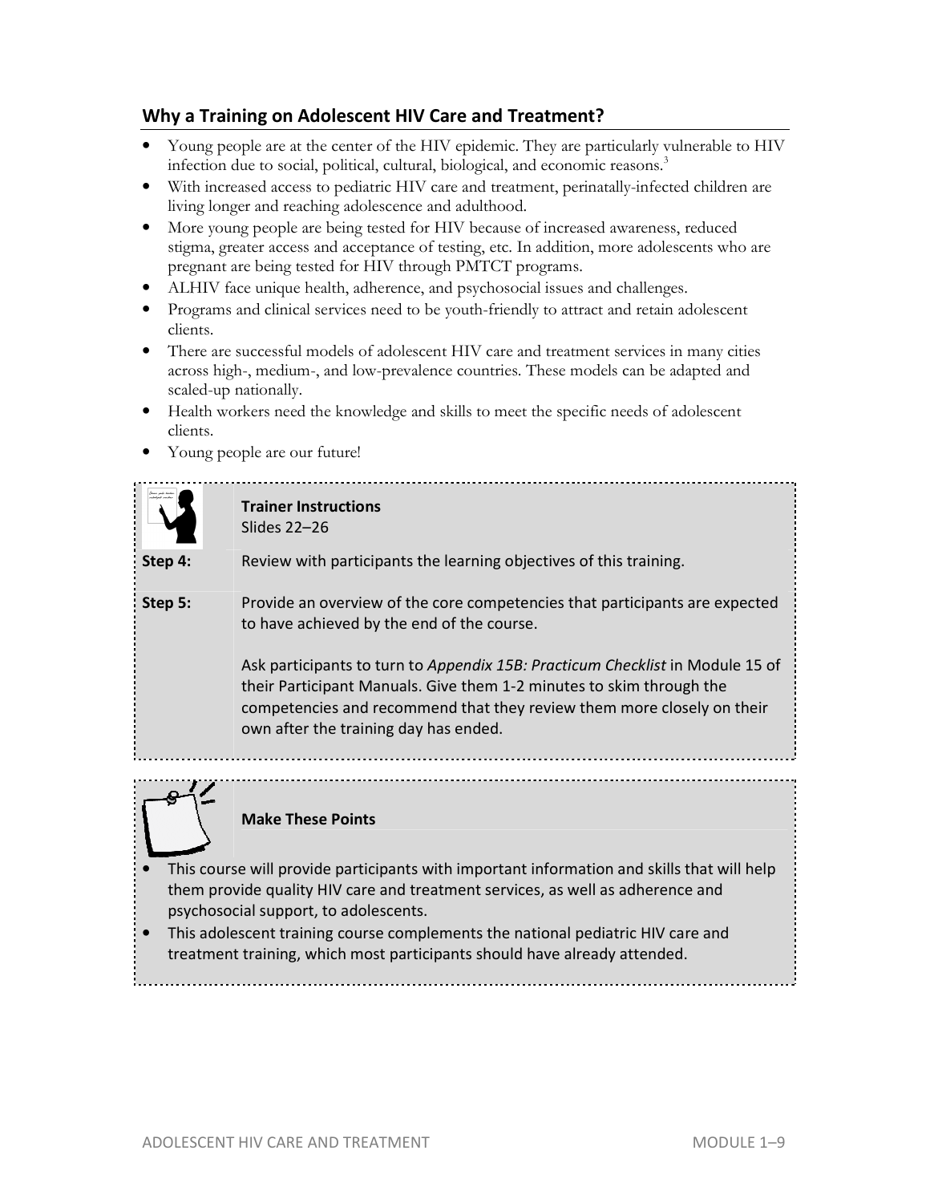## Why a Training on Adolescent HIV Care and Treatment?

- Young people are at the center of the HIV epidemic. They are particularly vulnerable to HIV infection due to social, political, cultural, biological, and economic reasons.[3]
- With increased access to pediatric HIV care and treatment, perinatally-infected children are living longer and reaching adolescence and adulthood.
- More young people are being tested for HIV because of increased awareness, reduced stigma, greater access and acceptance of testing, etc. In addition, more adolescents who are pregnant are being tested for HIV through PMTCT programs.
- ALHIV face unique health, adherence, and psychosocial issues and challenges.
- Programs and clinical services need to be youth-friendly to attract and retain adolescent clients.
- There are successful models of adolescent HIV care and treatment services in many cities across high-, medium-, and low-prevalence countries. These models can be adapted and scaled-up nationally.
- Health workers need the knowledge and skills to meet the specific needs of adolescent clients.
- Young people are our future!

**Trainer Instructions**
Slides 22–26

**Step 4:** Review with participants the learning objectives of this training.

**Step 5:** Provide an overview of the core competencies that participants are expected to have achieved by the end of the course.

Ask participants to turn to *Appendix 15B: Practicum Checklist* in Module 15 of their Participant Manuals. Give them 1-2 minutes to skim through the competencies and recommend that they review them more closely on their own after the training day has ended.

**Make These Points**

- This course will provide participants with important information and skills that will help them provide quality HIV care and treatment services, as well as adherence and psychosocial support, to adolescents.
- This adolescent training course complements the national pediatric HIV care and treatment training, which most participants should have already attended.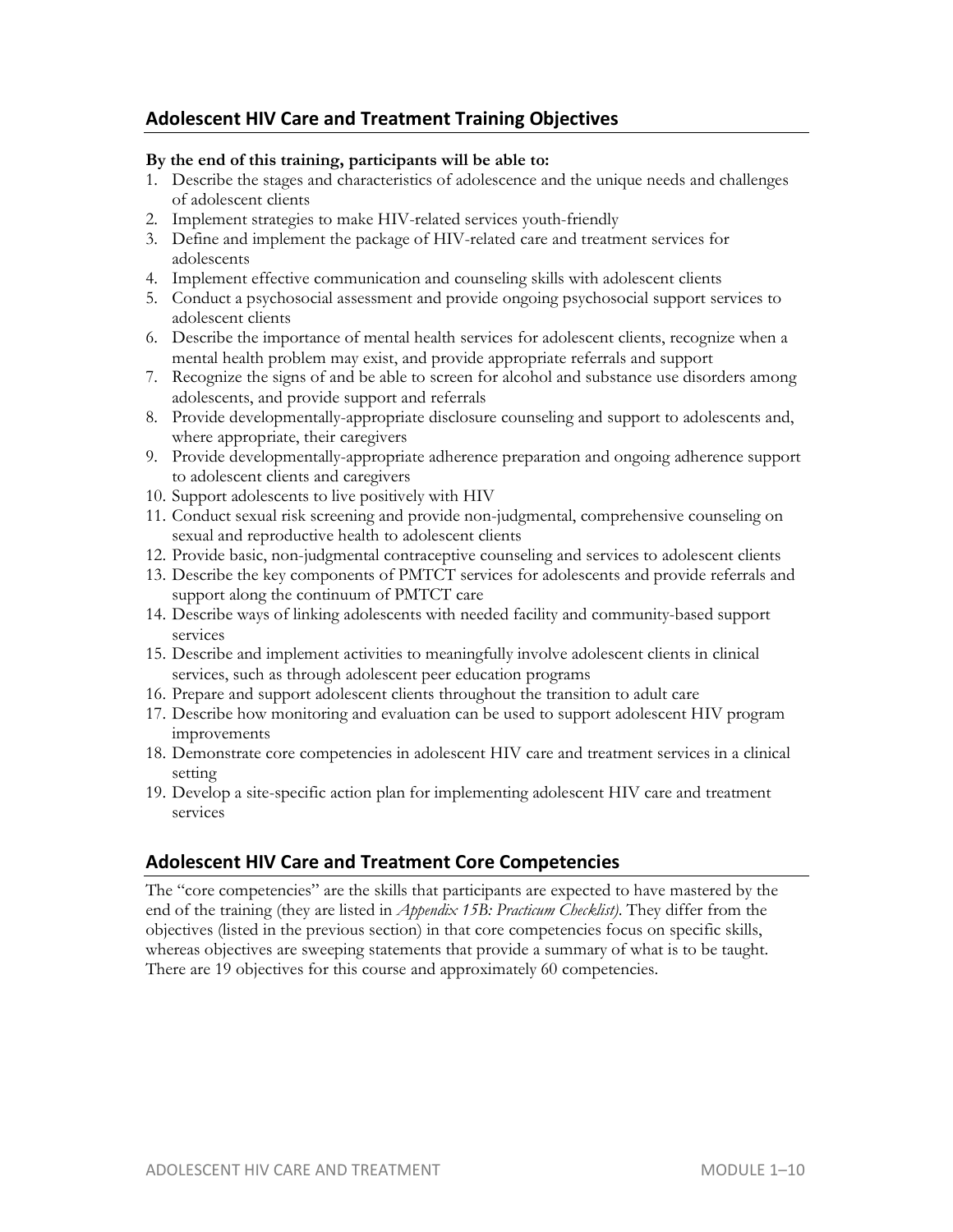## Adolescent HIV Care and Treatment Training Objectives

**By the end of this training, participants will be able to:**

1. Describe the stages and characteristics of adolescence and the unique needs and challenges of adolescent clients
2. Implement strategies to make HIV-related services youth-friendly
3. Define and implement the package of HIV-related care and treatment services for adolescents
4. Implement effective communication and counseling skills with adolescent clients
5. Conduct a psychosocial assessment and provide ongoing psychosocial support services to adolescent clients
6. Describe the importance of mental health services for adolescent clients, recognize when a mental health problem may exist, and provide appropriate referrals and support
7. Recognize the signs of and be able to screen for alcohol and substance use disorders among adolescents, and provide support and referrals
8. Provide developmentally-appropriate disclosure counseling and support to adolescents and, where appropriate, their caregivers
9. Provide developmentally-appropriate adherence preparation and ongoing adherence support to adolescent clients and caregivers
10. Support adolescents to live positively with HIV
11. Conduct sexual risk screening and provide non-judgmental, comprehensive counseling on sexual and reproductive health to adolescent clients
12. Provide basic, non-judgmental contraceptive counseling and services to adolescent clients
13. Describe the key components of PMTCT services for adolescents and provide referrals and support along the continuum of PMTCT care
14. Describe ways of linking adolescents with needed facility and community-based support services
15. Describe and implement activities to meaningfully involve adolescent clients in clinical services, such as through adolescent peer education programs
16. Prepare and support adolescent clients throughout the transition to adult care
17. Describe how monitoring and evaluation can be used to support adolescent HIV program improvements
18. Demonstrate core competencies in adolescent HIV care and treatment services in a clinical setting
19. Develop a site-specific action plan for implementing adolescent HIV care and treatment services

## Adolescent HIV Care and Treatment Core Competencies

The "core competencies" are the skills that participants are expected to have mastered by the end of the training (they are listed in *Appendix 15B: Practicum Checklist)*. They differ from the objectives (listed in the previous section) in that core competencies focus on specific skills, whereas objectives are sweeping statements that provide a summary of what is to be taught. There are 19 objectives for this course and approximately 60 competencies.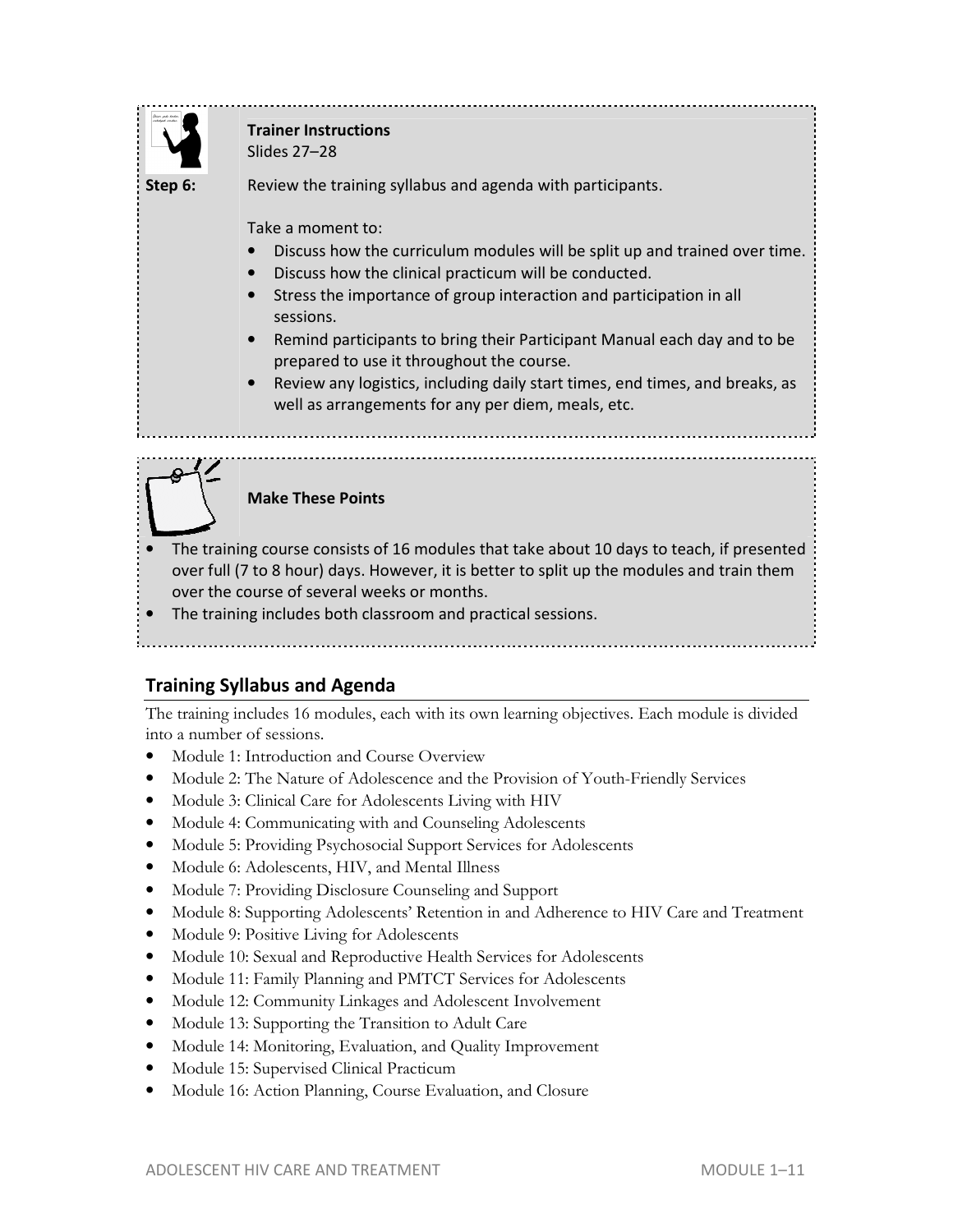**Trainer Instructions**
Slides 27–28

**Step 6:** Review the training syllabus and agenda with participants.

Take a moment to:

- Discuss how the curriculum modules will be split up and trained over time.
- Discuss how the clinical practicum will be conducted.
- Stress the importance of group interaction and participation in all sessions.
- Remind participants to bring their Participant Manual each day and to be prepared to use it throughout the course.
- Review any logistics, including daily start times, end times, and breaks, as well as arrangements for any per diem, meals, etc.

**Make These Points**

- The training course consists of 16 modules that take about 10 days to teach, if presented over full (7 to 8 hour) days. However, it is better to split up the modules and train them over the course of several weeks or months.
- The training includes both classroom and practical sessions.

## Training Syllabus and Agenda

The training includes 16 modules, each with its own learning objectives. Each module is divided into a number of sessions.

- Module 1: Introduction and Course Overview
- Module 2: The Nature of Adolescence and the Provision of Youth-Friendly Services
- Module 3: Clinical Care for Adolescents Living with HIV
- Module 4: Communicating with and Counseling Adolescents
- Module 5: Providing Psychosocial Support Services for Adolescents
- Module 6: Adolescents, HIV, and Mental Illness
- Module 7: Providing Disclosure Counseling and Support
- Module 8: Supporting Adolescents' Retention in and Adherence to HIV Care and Treatment
- Module 9: Positive Living for Adolescents
- Module 10: Sexual and Reproductive Health Services for Adolescents
- Module 11: Family Planning and PMTCT Services for Adolescents
- Module 12: Community Linkages and Adolescent Involvement
- Module 13: Supporting the Transition to Adult Care
- Module 14: Monitoring, Evaluation, and Quality Improvement
- Module 15: Supervised Clinical Practicum
- Module 16: Action Planning, Course Evaluation, and Closure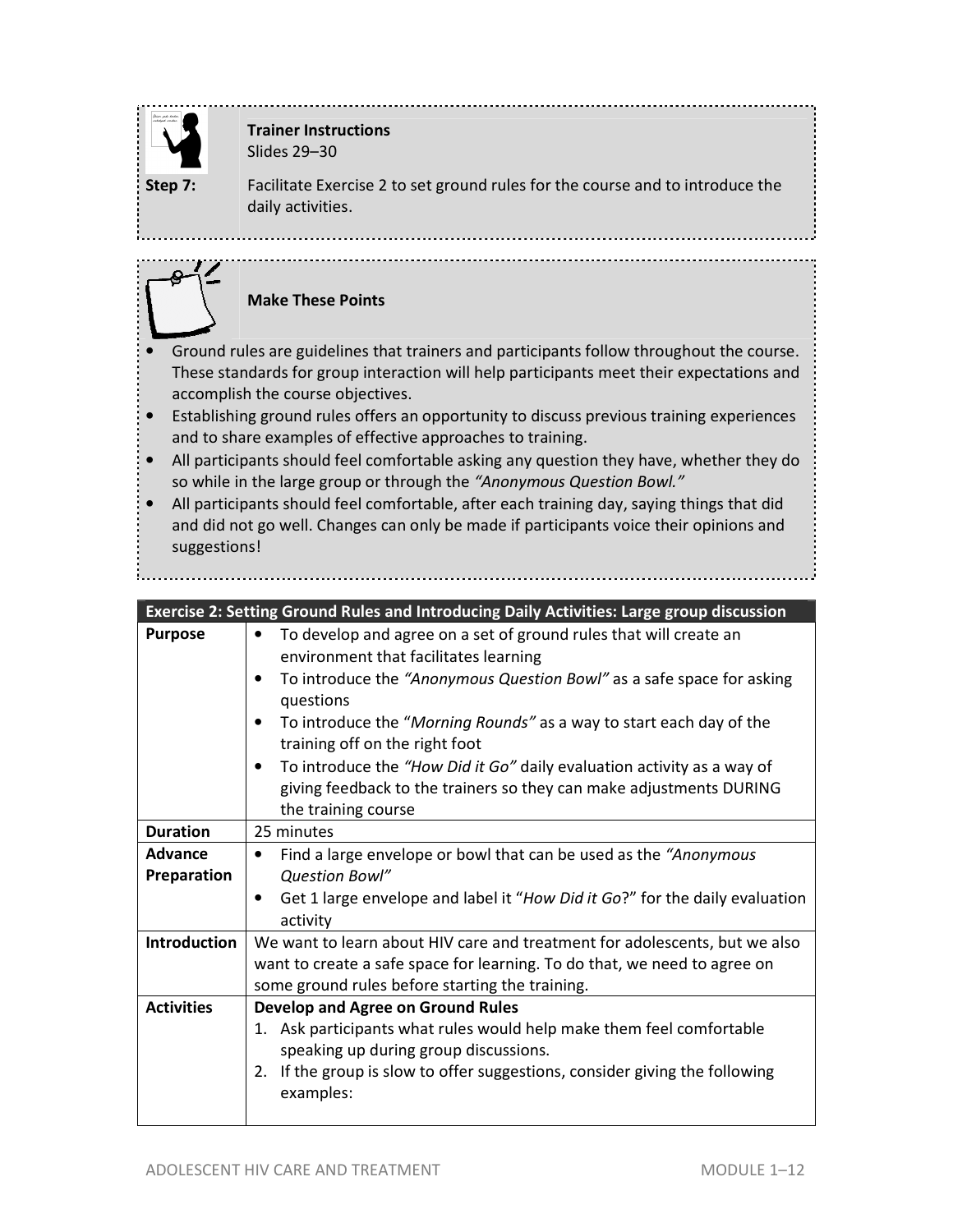**Trainer Instructions**
Slides 29–30

**Step 7:** Facilitate Exercise 2 to set ground rules for the course and to introduce the daily activities.

**Make These Points**

- Ground rules are guidelines that trainers and participants follow throughout the course. These standards for group interaction will help participants meet their expectations and accomplish the course objectives.
- Establishing ground rules offers an opportunity to discuss previous training experiences and to share examples of effective approaches to training.
- All participants should feel comfortable asking any question they have, whether they do so while in the large group or through the *"Anonymous Question Bowl."*
- All participants should feel comfortable, after each training day, saying things that did and did not go well. Changes can only be made if participants voice their opinions and suggestions!

| **Exercise 2: Setting Ground Rules and Introducing Daily Activities: Large group discussion** | |
|---|---|
| **Purpose** | • To develop and agree on a set of ground rules that will create an environment that facilitates learning<br>• To introduce the *"Anonymous Question Bowl"* as a safe space for asking questions<br>• To introduce the "*Morning Rounds"* as a way to start each day of the training off on the right foot<br>• To introduce the *"How Did it Go"* daily evaluation activity as a way of giving feedback to the trainers so they can make adjustments DURING the training course |
| **Duration** | 25 minutes |
| **Advance Preparation** | • Find a large envelope or bowl that can be used as the *"Anonymous Question Bowl"*<br>• Get 1 large envelope and label it "*How Did it Go*?" for the daily evaluation activity |
| **Introduction** | We want to learn about HIV care and treatment for adolescents, but we also want to create a safe space for learning. To do that, we need to agree on some ground rules before starting the training. |
| **Activities** | **Develop and Agree on Ground Rules**<br>1. Ask participants what rules would help make them feel comfortable speaking up during group discussions.<br>2. If the group is slow to offer suggestions, consider giving the following examples: |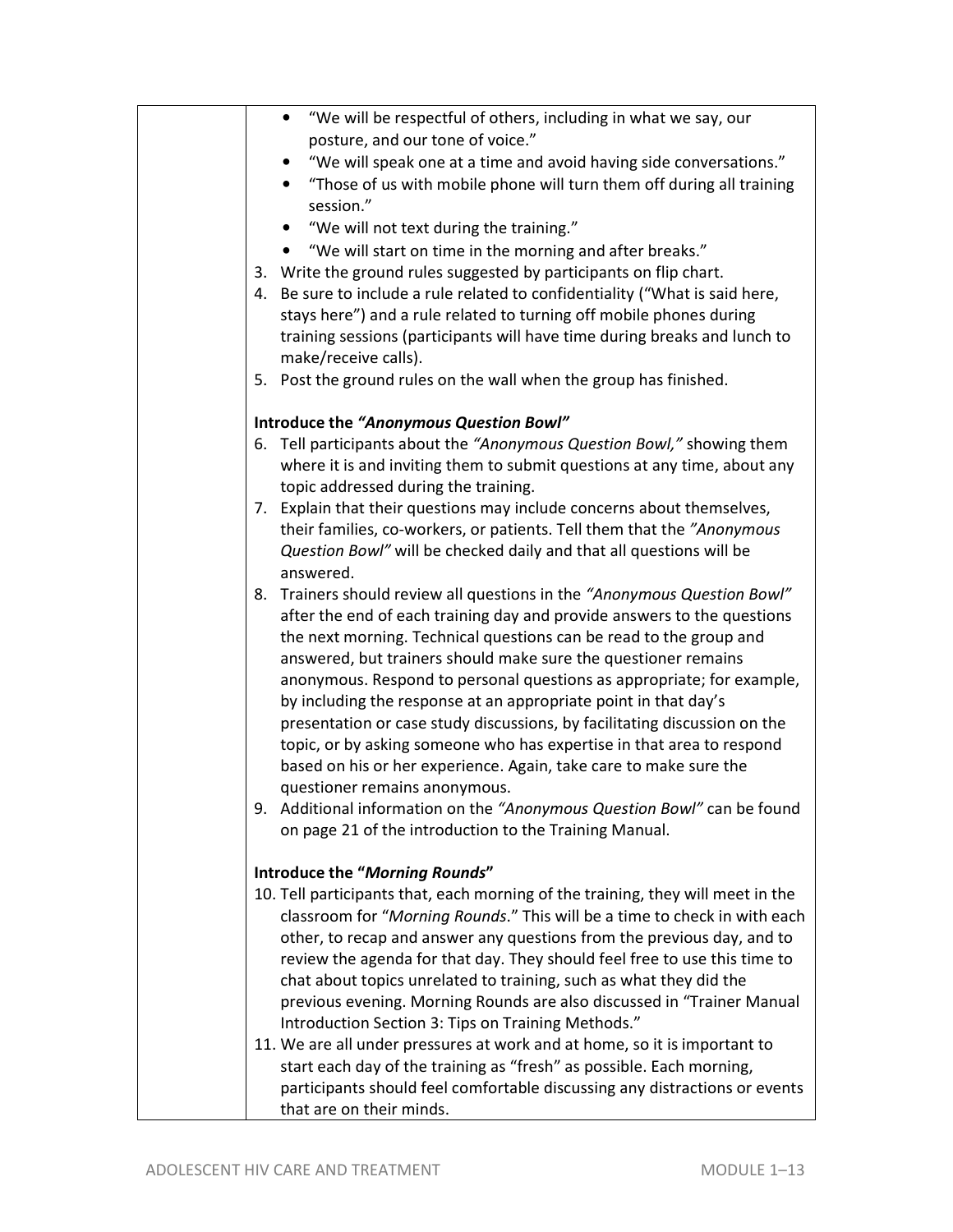| | - "We will be respectful of others, including in what we say, our posture, and our tone of voice."<br>- "We will speak one at a time and avoid having side conversations."<br>- "Those of us with mobile phone will turn them off during all training session."<br>- "We will not text during the training."<br>- "We will start on time in the morning and after breaks."<br><br>3. Write the ground rules suggested by participants on flip chart.<br>4. Be sure to include a rule related to confidentiality ("What is said here, stays here") and a rule related to turning off mobile phones during training sessions (participants will have time during breaks and lunch to make/receive calls).<br>5. Post the ground rules on the wall when the group has finished.<br><br>**Introduce the *"Anonymous Question Bowl"***<br><br>6. Tell participants about the *"Anonymous Question Bowl,"* showing them where it is and inviting them to submit questions at any time, about any topic addressed during the training.<br>7. Explain that their questions may include concerns about themselves, their families, co-workers, or patients. Tell them that the *"Anonymous Question Bowl"* will be checked daily and that all questions will be answered.<br>8. Trainers should review all questions in the *"Anonymous Question Bowl"* after the end of each training day and provide answers to the questions the next morning. Technical questions can be read to the group and answered, but trainers should make sure the questioner remains anonymous. Respond to personal questions as appropriate; for example, by including the response at an appropriate point in that day's presentation or case study discussions, by facilitating discussion on the topic, or by asking someone who has expertise in that area to respond based on his or her experience. Again, take care to make sure the questioner remains anonymous.<br>9. Additional information on the *"Anonymous Question Bowl"* can be found on page 21 of the introduction to the Training Manual.<br><br>**Introduce the "*Morning Rounds*"**<br><br>10. Tell participants that, each morning of the training, they will meet in the classroom for "*Morning Rounds*." This will be a time to check in with each other, to recap and answer any questions from the previous day, and to review the agenda for that day. They should feel free to use this time to chat about topics unrelated to training, such as what they did the previous evening. Morning Rounds are also discussed in "Trainer Manual Introduction Section 3: Tips on Training Methods."<br>11. We are all under pressures at work and at home, so it is important to start each day of the training as "fresh" as possible. Each morning, participants should feel comfortable discussing any distractions or events that are on their minds. |
|---|---|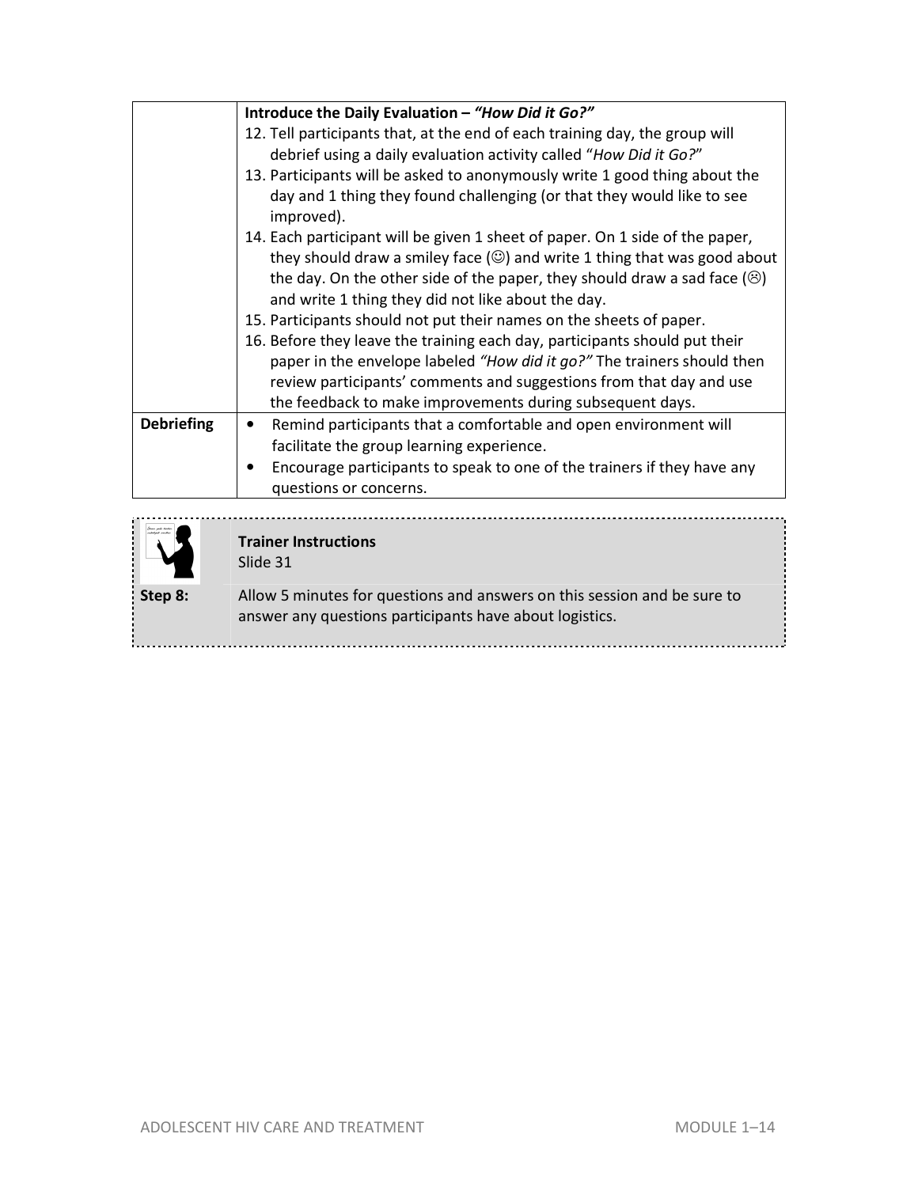| | |
|---|---|
| | **Introduce the Daily Evaluation – *"How Did it Go?"*** <br> 12. Tell participants that, at the end of each training day, the group will debrief using a daily evaluation activity called "*How Did it Go?*" <br> 13. Participants will be asked to anonymously write 1 good thing about the day and 1 thing they found challenging (or that they would like to see improved). <br> 14. Each participant will be given 1 sheet of paper. On 1 side of the paper, they should draw a smiley face (☺) and write 1 thing that was good about the day. On the other side of the paper, they should draw a sad face (☹) and write 1 thing they did not like about the day. <br> 15. Participants should not put their names on the sheets of paper. <br> 16. Before they leave the training each day, participants should put their paper in the envelope labeled *"How did it go?"* The trainers should then review participants' comments and suggestions from that day and use the feedback to make improvements during subsequent days. |
| **Debriefing** | • Remind participants that a comfortable and open environment will facilitate the group learning experience. <br> • Encourage participants to speak to one of the trainers if they have any questions or concerns. |

| | |
|---|---|
| | **Trainer Instructions** <br> Slide 31 |
| **Step 8:** | Allow 5 minutes for questions and answers on this session and be sure to answer any questions participants have about logistics. |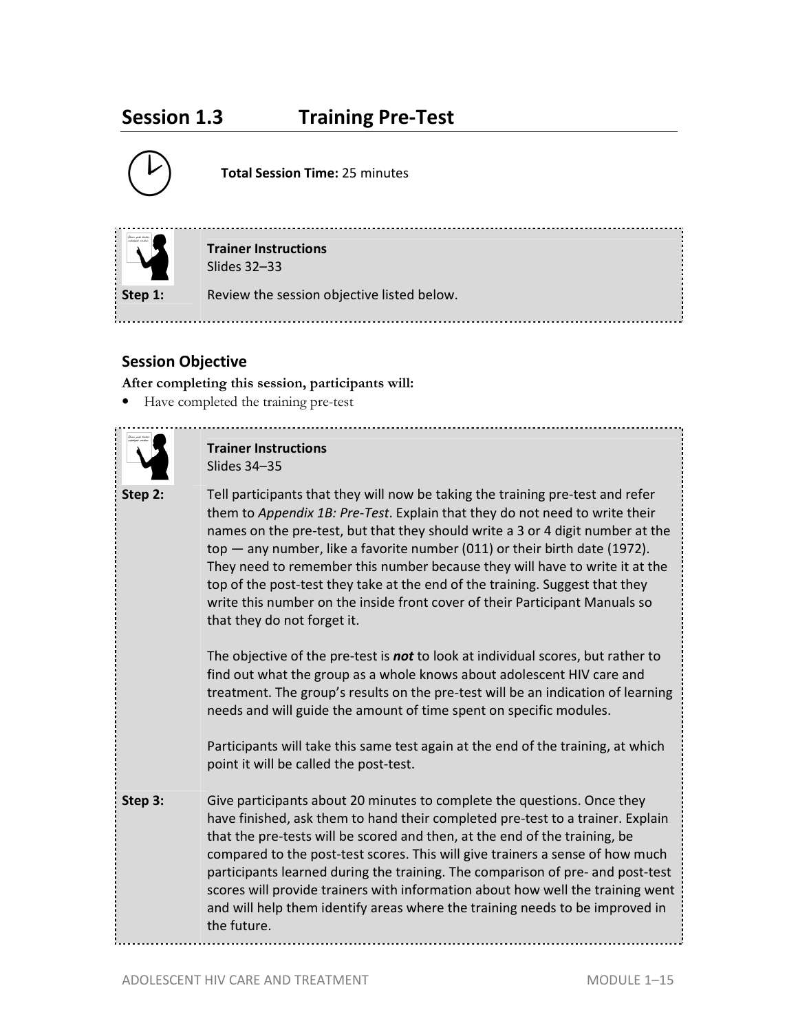## Session 1.3 Training Pre-Test

**Total Session Time:** 25 minutes

**Trainer Instructions**
Slides 32–33

**Step 1:** Review the session objective listed below.

### Session Objective

**After completing this session, participants will:**

- Have completed the training pre-test

**Trainer Instructions**
Slides 34–35

**Step 2:** Tell participants that they will now be taking the training pre-test and refer them to *Appendix 1B: Pre-Test*. Explain that they do not need to write their names on the pre-test, but that they should write a 3 or 4 digit number at the top — any number, like a favorite number (011) or their birth date (1972). They need to remember this number because they will have to write it at the top of the post-test they take at the end of the training. Suggest that they write this number on the inside front cover of their Participant Manuals so that they do not forget it.

The objective of the pre-test is ***not*** to look at individual scores, but rather to find out what the group as a whole knows about adolescent HIV care and treatment. The group's results on the pre-test will be an indication of learning needs and will guide the amount of time spent on specific modules.

Participants will take this same test again at the end of the training, at which point it will be called the post-test.

**Step 3:** Give participants about 20 minutes to complete the questions. Once they have finished, ask them to hand their completed pre-test to a trainer. Explain that the pre-tests will be scored and then, at the end of the training, be compared to the post-test scores. This will give trainers a sense of how much participants learned during the training. The comparison of pre- and post-test scores will provide trainers with information about how well the training went and will help them identify areas where the training needs to be improved in the future.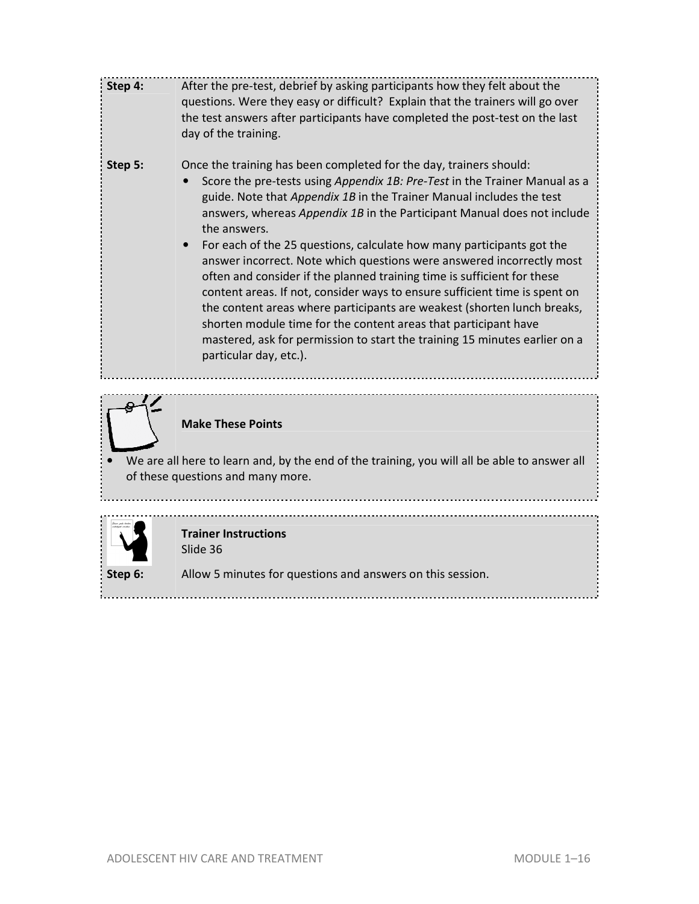**Step 4:** After the pre-test, debrief by asking participants how they felt about the questions. Were they easy or difficult? Explain that the trainers will go over the test answers after participants have completed the post-test on the last day of the training.

**Step 5:** Once the training has been completed for the day, trainers should:

- Score the pre-tests using *Appendix 1B: Pre-Test* in the Trainer Manual as a guide. Note that *Appendix 1B* in the Trainer Manual includes the test answers, whereas *Appendix 1B* in the Participant Manual does not include the answers.
- For each of the 25 questions, calculate how many participants got the answer incorrect. Note which questions were answered incorrectly most often and consider if the planned training time is sufficient for these content areas. If not, consider ways to ensure sufficient time is spent on the content areas where participants are weakest (shorten lunch breaks, shorten module time for the content areas that participant have mastered, ask for permission to start the training 15 minutes earlier on a particular day, etc.).

**Make These Points**

- We are all here to learn and, by the end of the training, you will all be able to answer all of these questions and many more.

**Trainer Instructions**
Slide 36

**Step 6:** Allow 5 minutes for questions and answers on this session.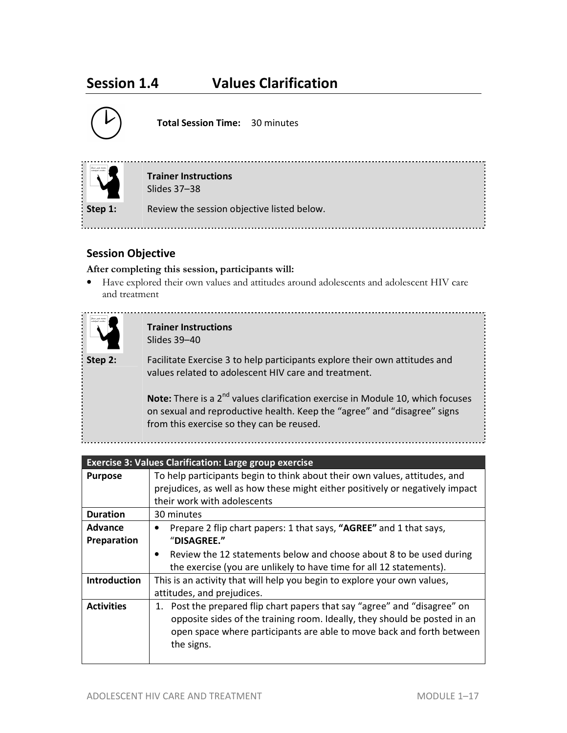# Session 1.4 Values Clarification

**Total Session Time:** 30 minutes

**Trainer Instructions**
Slides 37–38

**Step 1:** Review the session objective listed below.

## Session Objective

**After completing this session, participants will:**

- Have explored their own values and attitudes around adolescents and adolescent HIV care and treatment

**Trainer Instructions**
Slides 39–40

**Step 2:** Facilitate Exercise 3 to help participants explore their own attitudes and values related to adolescent HIV care and treatment.

**Note:** There is a 2nd values clarification exercise in Module 10, which focuses on sexual and reproductive health. Keep the "agree" and "disagree" signs from this exercise so they can be reused.

| Exercise 3: Values Clarification: Large group exercise | |
|---|---|
| **Purpose** | To help participants begin to think about their own values, attitudes, and prejudices, as well as how these might either positively or negatively impact their work with adolescents |
| **Duration** | 30 minutes |
| **Advance Preparation** | • Prepare 2 flip chart papers: 1 that says, **"AGREE"** and 1 that says, "**DISAGREE."** <br> • Review the 12 statements below and choose about 8 to be used during the exercise (you are unlikely to have time for all 12 statements). |
| **Introduction** | This is an activity that will help you begin to explore your own values, attitudes, and prejudices. |
| **Activities** | 1. Post the prepared flip chart papers that say "agree" and "disagree" on opposite sides of the training room. Ideally, they should be posted in an open space where participants are able to move back and forth between the signs. |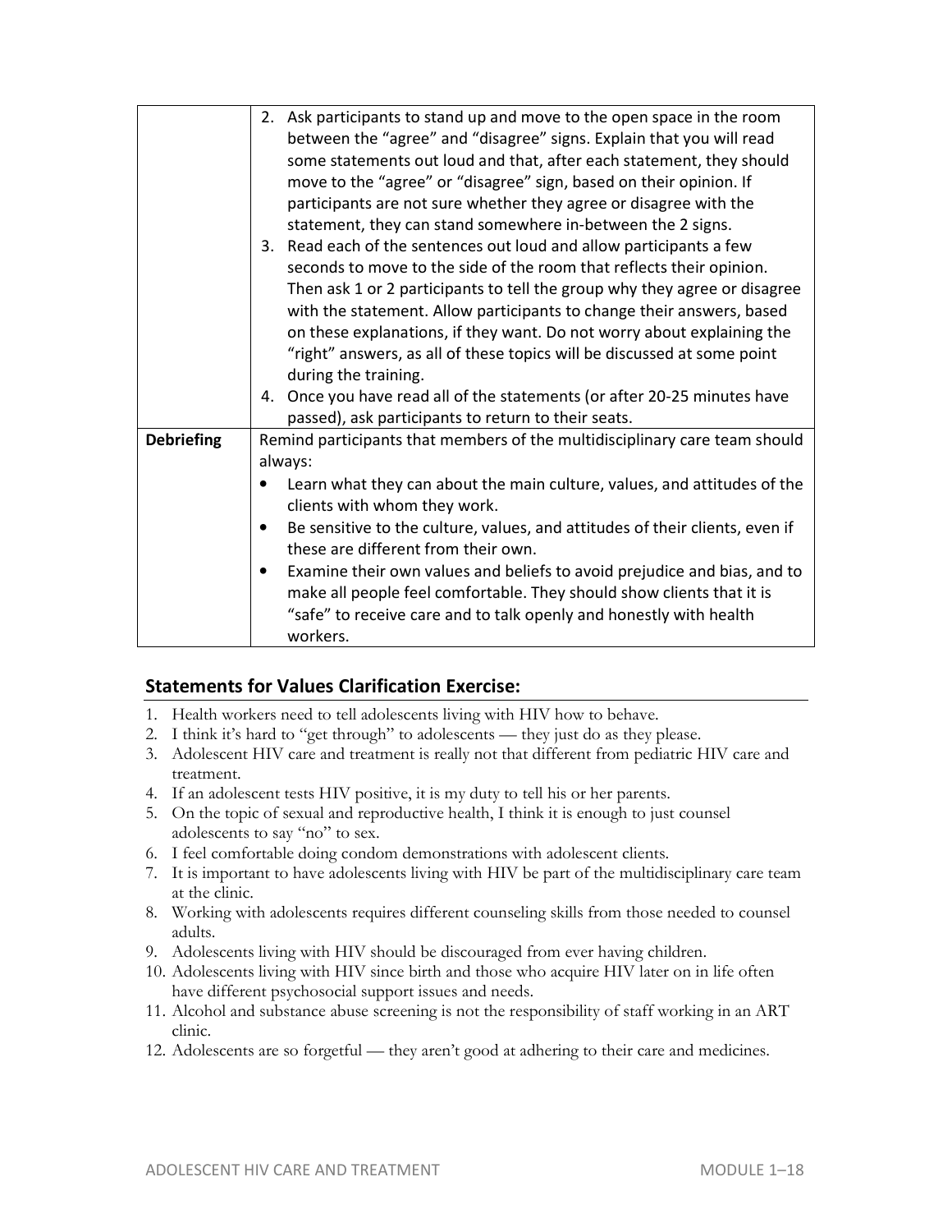| | |
|---|---|
| | 2. Ask participants to stand up and move to the open space in the room between the "agree" and "disagree" signs. Explain that you will read some statements out loud and that, after each statement, they should move to the "agree" or "disagree" sign, based on their opinion. If participants are not sure whether they agree or disagree with the statement, they can stand somewhere in-between the 2 signs.<br>3. Read each of the sentences out loud and allow participants a few seconds to move to the side of the room that reflects their opinion. Then ask 1 or 2 participants to tell the group why they agree or disagree with the statement. Allow participants to change their answers, based on these explanations, if they want. Do not worry about explaining the "right" answers, as all of these topics will be discussed at some point during the training.<br>4. Once you have read all of the statements (or after 20-25 minutes have passed), ask participants to return to their seats. |
| **Debriefing** | Remind participants that members of the multidisciplinary care team should always:<br>• Learn what they can about the main culture, values, and attitudes of the clients with whom they work.<br>• Be sensitive to the culture, values, and attitudes of their clients, even if these are different from their own.<br>• Examine their own values and beliefs to avoid prejudice and bias, and to make all people feel comfortable. They should show clients that it is "safe" to receive care and to talk openly and honestly with health workers. |

## Statements for Values Clarification Exercise:

1. Health workers need to tell adolescents living with HIV how to behave.
2. I think it's hard to "get through" to adolescents — they just do as they please.
3. Adolescent HIV care and treatment is really not that different from pediatric HIV care and treatment.
4. If an adolescent tests HIV positive, it is my duty to tell his or her parents.
5. On the topic of sexual and reproductive health, I think it is enough to just counsel adolescents to say "no" to sex.
6. I feel comfortable doing condom demonstrations with adolescent clients.
7. It is important to have adolescents living with HIV be part of the multidisciplinary care team at the clinic.
8. Working with adolescents requires different counseling skills from those needed to counsel adults.
9. Adolescents living with HIV should be discouraged from ever having children.
10. Adolescents living with HIV since birth and those who acquire HIV later on in life often have different psychosocial support issues and needs.
11. Alcohol and substance abuse screening is not the responsibility of staff working in an ART clinic.
12. Adolescents are so forgetful — they aren't good at adhering to their care and medicines.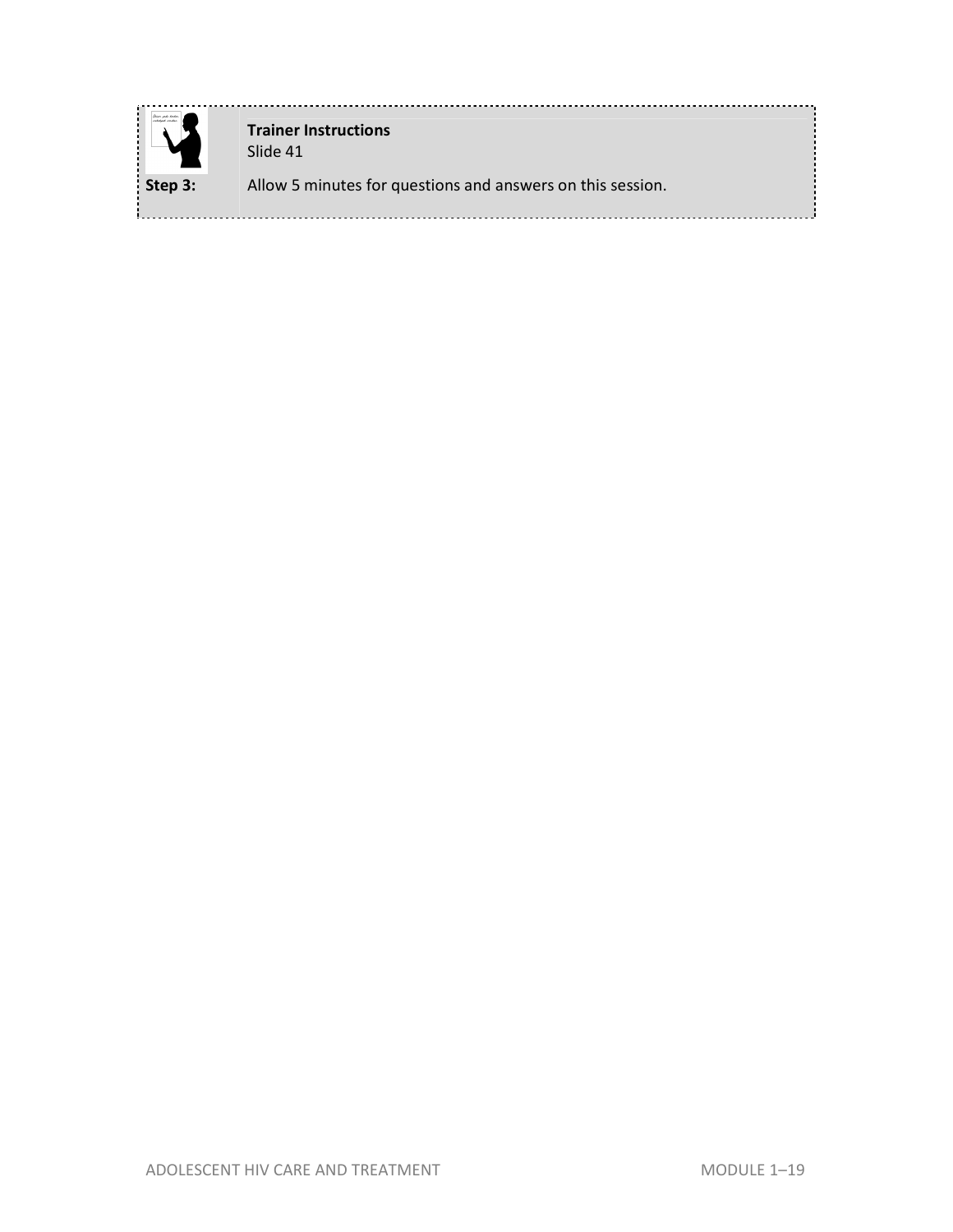**Trainer Instructions**
Slide 41

**Step 3:** Allow 5 minutes for questions and answers on this session.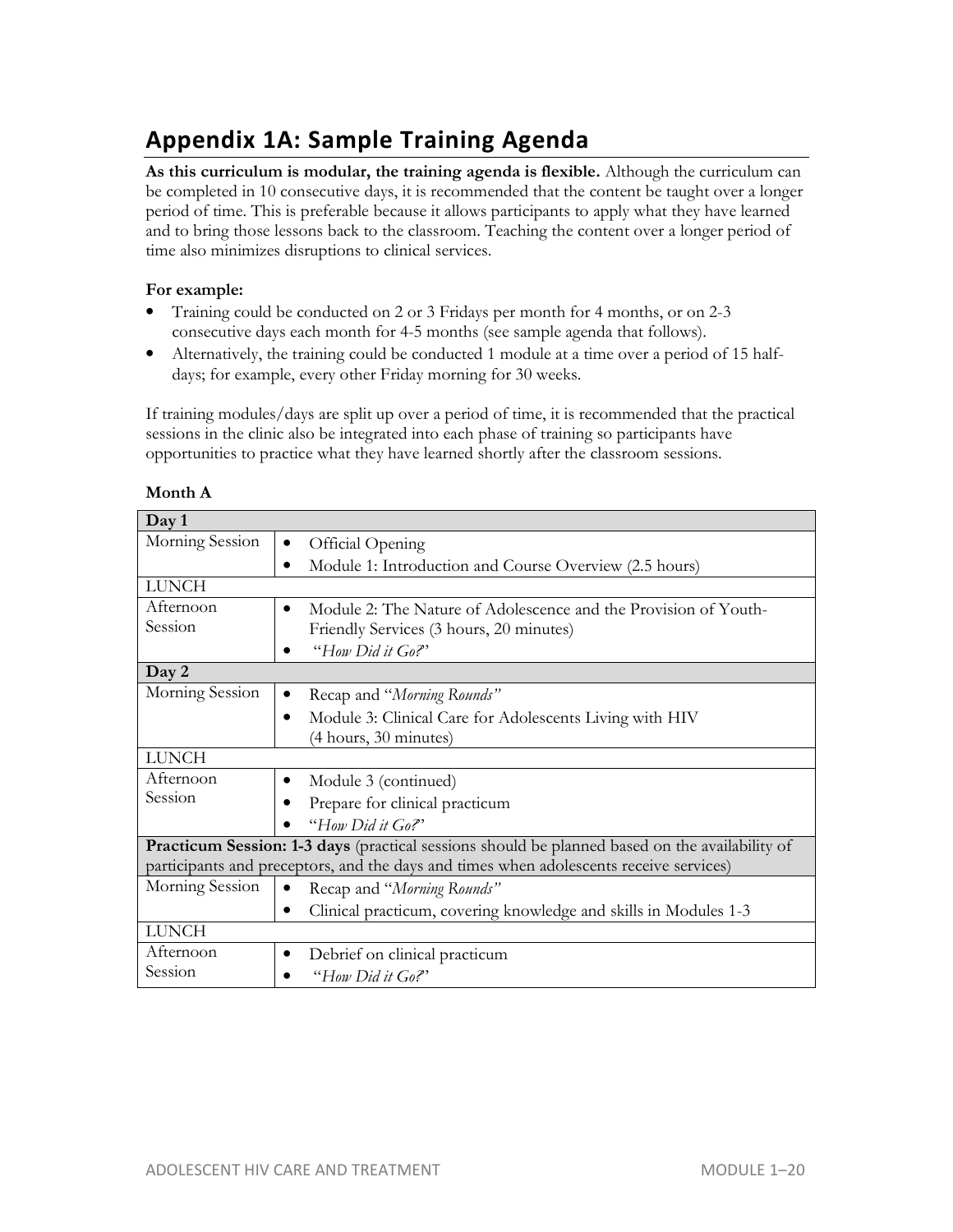## Appendix 1A: Sample Training Agenda

**As this curriculum is modular, the training agenda is flexible.** Although the curriculum can be completed in 10 consecutive days, it is recommended that the content be taught over a longer period of time. This is preferable because it allows participants to apply what they have learned and to bring those lessons back to the classroom. Teaching the content over a longer period of time also minimizes disruptions to clinical services.

**For example:**

- Training could be conducted on 2 or 3 Fridays per month for 4 months, or on 2-3 consecutive days each month for 4-5 months (see sample agenda that follows).
- Alternatively, the training could be conducted 1 module at a time over a period of 15 half-days; for example, every other Friday morning for 30 weeks.

If training modules/days are split up over a period of time, it is recommended that the practical sessions in the clinic also be integrated into each phase of training so participants have opportunities to practice what they have learned shortly after the classroom sessions.

**Month A**

| **Day 1** | |
|---|---|
| Morning Session | • Official Opening<br>• Module 1: Introduction and Course Overview (2.5 hours) |
| LUNCH | |
| Afternoon Session | • Module 2: The Nature of Adolescence and the Provision of Youth-Friendly Services (3 hours, 20 minutes)<br>• "*How Did it Go?*" |
| **Day 2** | |
| Morning Session | • Recap and "*Morning Rounds*"<br>• Module 3: Clinical Care for Adolescents Living with HIV (4 hours, 30 minutes) |
| LUNCH | |
| Afternoon Session | • Module 3 (continued)<br>• Prepare for clinical practicum<br>• "*How Did it Go?*" |
| **Practicum Session: 1-3 days** (practical sessions should be planned based on the availability of participants and preceptors, and the days and times when adolescents receive services) | |
| Morning Session | • Recap and "*Morning Rounds*"<br>• Clinical practicum, covering knowledge and skills in Modules 1-3 |
| LUNCH | |
| Afternoon Session | • Debrief on clinical practicum<br>• "*How Did it Go?*" |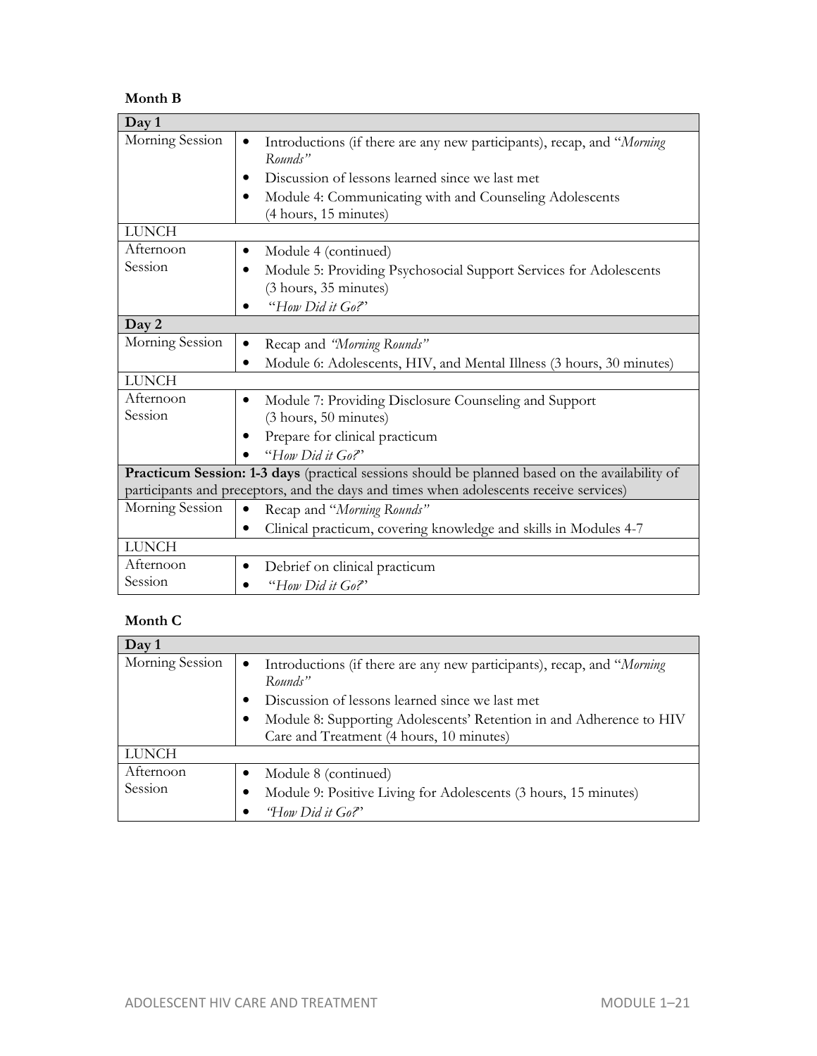**Month B**

| Day 1 | |
|---|---|
| Morning Session | • Introductions (if there are any new participants), recap, and "*Morning Rounds"*<br>• Discussion of lessons learned since we last met<br>• Module 4: Communicating with and Counseling Adolescents (4 hours, 15 minutes) |
| LUNCH | |
| Afternoon Session | • Module 4 (continued)<br>• Module 5: Providing Psychosocial Support Services for Adolescents (3 hours, 35 minutes)<br>• "*How Did it Go?*" |
| **Day 2** | |
| Morning Session | • Recap and *"Morning Rounds"*<br>• Module 6: Adolescents, HIV, and Mental Illness (3 hours, 30 minutes) |
| LUNCH | |
| Afternoon Session | • Module 7: Providing Disclosure Counseling and Support (3 hours, 50 minutes)<br>• Prepare for clinical practicum<br>• "*How Did it Go?*" |
| **Practicum Session: 1-3 days** (practical sessions should be planned based on the availability of participants and preceptors, and the days and times when adolescents receive services) | |
| Morning Session | • Recap and "*Morning Rounds"*<br>• Clinical practicum, covering knowledge and skills in Modules 4-7 |
| LUNCH | |
| Afternoon Session | • Debrief on clinical practicum<br>• "*How Did it Go?*" |

**Month C**

| Day 1 | |
|---|---|
| Morning Session | • Introductions (if there are any new participants), recap, and "*Morning Rounds"*<br>• Discussion of lessons learned since we last met<br>• Module 8: Supporting Adolescents' Retention in and Adherence to HIV Care and Treatment (4 hours, 10 minutes) |
| LUNCH | |
| Afternoon Session | • Module 8 (continued)<br>• Module 9: Positive Living for Adolescents (3 hours, 15 minutes)<br>• *"How Did it Go?*" |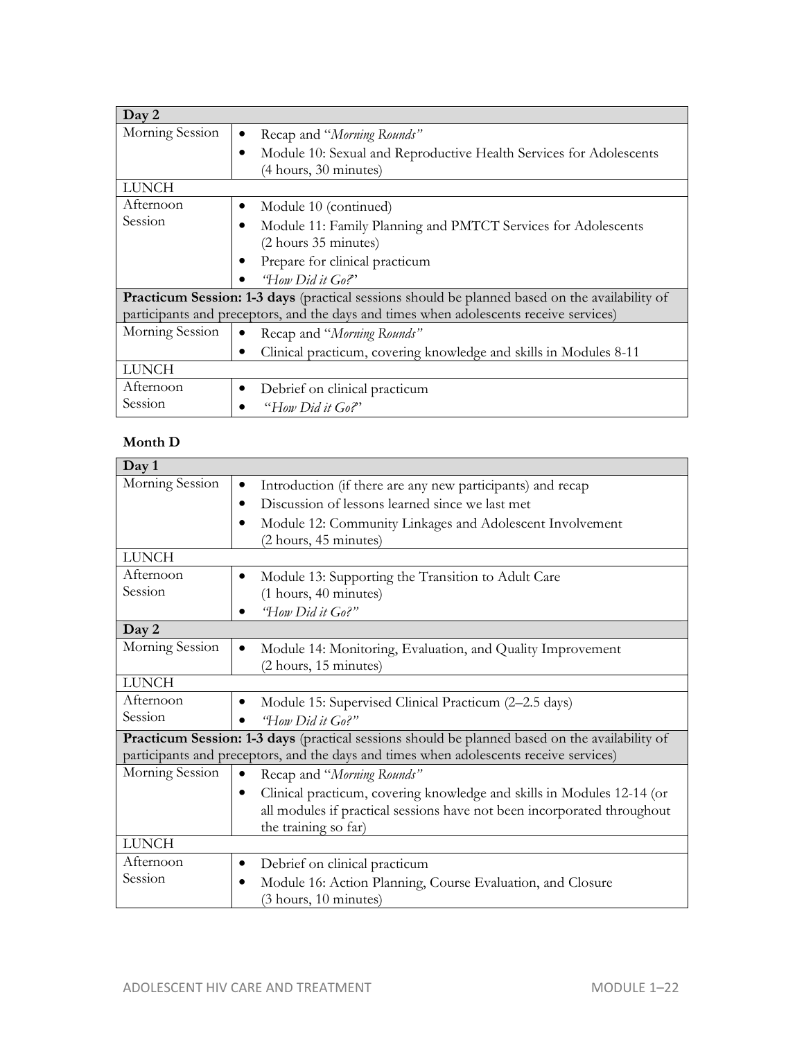| Day 2 | |
|---|---|
| Morning Session | • Recap and "*Morning Rounds"*<br>• Module 10: Sexual and Reproductive Health Services for Adolescents (4 hours, 30 minutes) |
| LUNCH | |
| Afternoon Session | • Module 10 (continued)<br>• Module 11: Family Planning and PMTCT Services for Adolescents (2 hours 35 minutes)<br>• Prepare for clinical practicum<br>• *"How Did it Go?*" |
| **Practicum Session: 1-3 days** (practical sessions should be planned based on the availability of participants and preceptors, and the days and times when adolescents receive services) | |
| Morning Session | • Recap and "*Morning Rounds"*<br>• Clinical practicum, covering knowledge and skills in Modules 8-11 |
| LUNCH | |
| Afternoon Session | • Debrief on clinical practicum<br>• "*How Did it Go?*" |

**Month D**

| Day 1 | |
|---|---|
| Morning Session | • Introduction (if there are any new participants) and recap<br>• Discussion of lessons learned since we last met<br>• Module 12: Community Linkages and Adolescent Involvement (2 hours, 45 minutes) |
| LUNCH | |
| Afternoon Session | • Module 13: Supporting the Transition to Adult Care (1 hours, 40 minutes)<br>• *"How Did it Go?"* |
| **Day 2** | |
| Morning Session | • Module 14: Monitoring, Evaluation, and Quality Improvement (2 hours, 15 minutes) |
| LUNCH | |
| Afternoon Session | • Module 15: Supervised Clinical Practicum (2–2.5 days)<br>• *"How Did it Go?"* |
| **Practicum Session: 1-3 days** (practical sessions should be planned based on the availability of participants and preceptors, and the days and times when adolescents receive services) | |
| Morning Session | • Recap and "*Morning Rounds"*<br>• Clinical practicum, covering knowledge and skills in Modules 12-14 (or all modules if practical sessions have not been incorporated throughout the training so far) |
| LUNCH | |
| Afternoon Session | • Debrief on clinical practicum<br>• Module 16: Action Planning, Course Evaluation, and Closure (3 hours, 10 minutes) |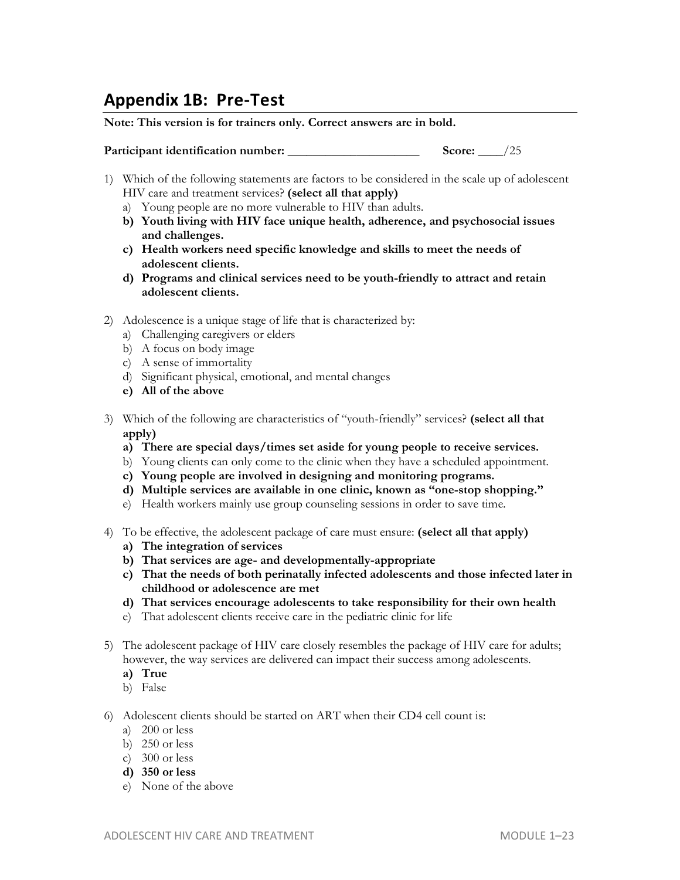## Appendix 1B: Pre-Test

**Note: This version is for trainers only. Correct answers are in bold.**

**Participant identification number:** _____________________ **Score:** ____/25

1) Which of the following statements are factors to be considered in the scale up of adolescent HIV care and treatment services? **(select all that apply)**
   a) Young people are no more vulnerable to HIV than adults.
   **b) Youth living with HIV face unique health, adherence, and psychosocial issues and challenges.**
   **c) Health workers need specific knowledge and skills to meet the needs of adolescent clients.**
   **d) Programs and clinical services need to be youth-friendly to attract and retain adolescent clients.**

2) Adolescence is a unique stage of life that is characterized by:
   a) Challenging caregivers or elders
   b) A focus on body image
   c) A sense of immortality
   d) Significant physical, emotional, and mental changes
   **e) All of the above**

3) Which of the following are characteristics of "youth-friendly" services? **(select all that apply)**
   **a) There are special days/times set aside for young people to receive services.**
   b) Young clients can only come to the clinic when they have a scheduled appointment.
   **c) Young people are involved in designing and monitoring programs.**
   **d) Multiple services are available in one clinic, known as "one-stop shopping."**
   e) Health workers mainly use group counseling sessions in order to save time.

4) To be effective, the adolescent package of care must ensure: **(select all that apply)**
   **a) The integration of services**
   **b) That services are age- and developmentally-appropriate**
   **c) That the needs of both perinatally infected adolescents and those infected later in childhood or adolescence are met**
   **d) That services encourage adolescents to take responsibility for their own health**
   e) That adolescent clients receive care in the pediatric clinic for life

5) The adolescent package of HIV care closely resembles the package of HIV care for adults; however, the way services are delivered can impact their success among adolescents.
   **a) True**
   b) False

6) Adolescent clients should be started on ART when their CD4 cell count is:
   a) 200 or less
   b) 250 or less
   c) 300 or less
   **d) 350 or less**
   e) None of the above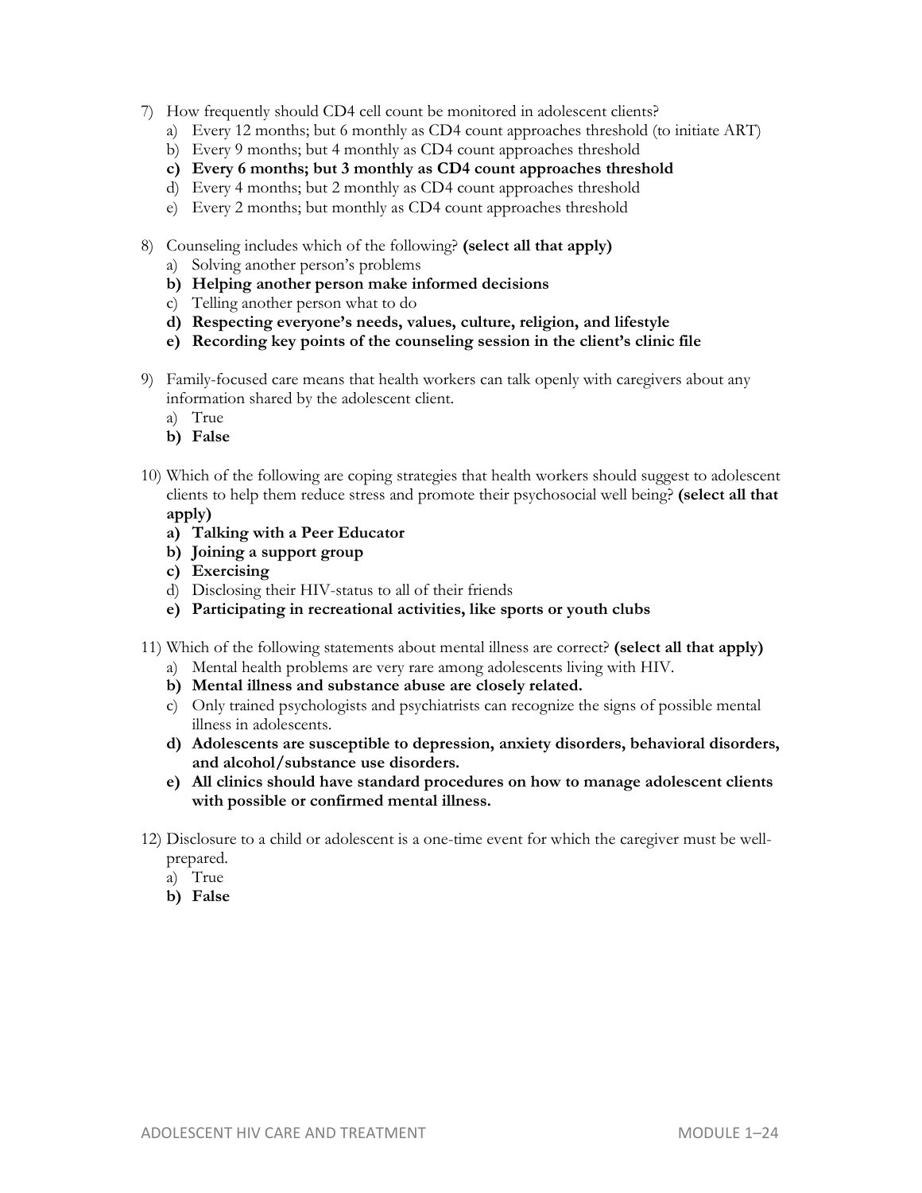7) How frequently should CD4 cell count be monitored in adolescent clients?
   a) Every 12 months; but 6 monthly as CD4 count approaches threshold (to initiate ART)
   b) Every 9 months; but 4 monthly as CD4 count approaches threshold
   **c) Every 6 months; but 3 monthly as CD4 count approaches threshold**
   d) Every 4 months; but 2 monthly as CD4 count approaches threshold
   e) Every 2 months; but monthly as CD4 count approaches threshold

8) Counseling includes which of the following? **(select all that apply)**
   a) Solving another person's problems
   **b) Helping another person make informed decisions**
   c) Telling another person what to do
   **d) Respecting everyone's needs, values, culture, religion, and lifestyle**
   **e) Recording key points of the counseling session in the client's clinic file**

9) Family-focused care means that health workers can talk openly with caregivers about any information shared by the adolescent client.
   a) True
   **b) False**

10) Which of the following are coping strategies that health workers should suggest to adolescent clients to help them reduce stress and promote their psychosocial well being? **(select all that apply)**
    **a) Talking with a Peer Educator**
    **b) Joining a support group**
    **c) Exercising**
    d) Disclosing their HIV-status to all of their friends
    **e) Participating in recreational activities, like sports or youth clubs**

11) Which of the following statements about mental illness are correct? **(select all that apply)**
    a) Mental health problems are very rare among adolescents living with HIV.
    **b) Mental illness and substance abuse are closely related.**
    c) Only trained psychologists and psychiatrists can recognize the signs of possible mental illness in adolescents.
    **d) Adolescents are susceptible to depression, anxiety disorders, behavioral disorders, and alcohol/substance use disorders.**
    **e) All clinics should have standard procedures on how to manage adolescent clients with possible or confirmed mental illness.**

12) Disclosure to a child or adolescent is a one-time event for which the caregiver must be well-prepared.
    a) True
    **b) False**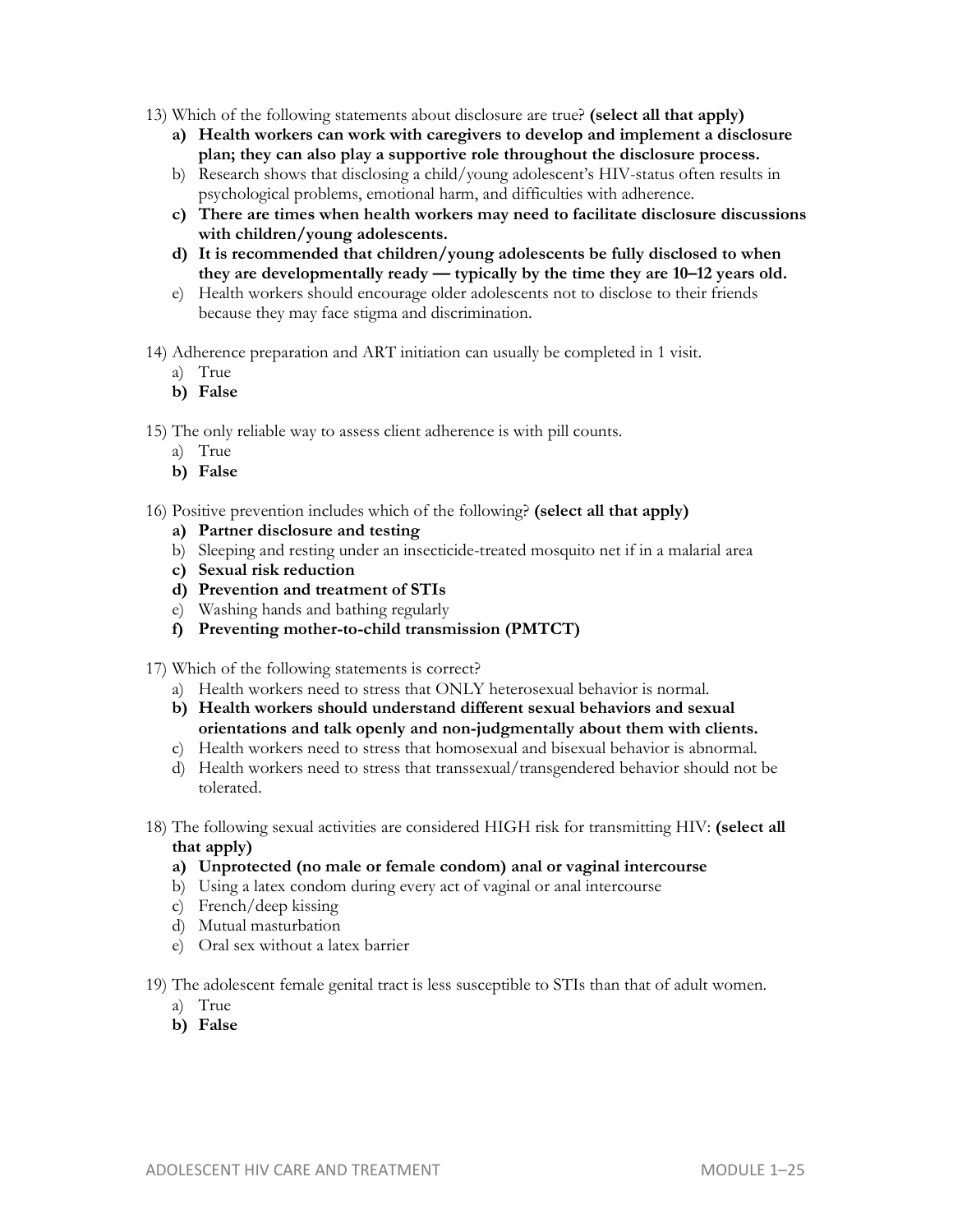13) Which of the following statements about disclosure are true? **(select all that apply)**

   **a) Health workers can work with caregivers to develop and implement a disclosure plan; they can also play a supportive role throughout the disclosure process.**

   b) Research shows that disclosing a child/young adolescent's HIV-status often results in psychological problems, emotional harm, and difficulties with adherence.

   **c) There are times when health workers may need to facilitate disclosure discussions with children/young adolescents.**

   **d) It is recommended that children/young adolescents be fully disclosed to when they are developmentally ready — typically by the time they are 10–12 years old.**

   e) Health workers should encourage older adolescents not to disclose to their friends because they may face stigma and discrimination.

14) Adherence preparation and ART initiation can usually be completed in 1 visit.

   a) True

   **b) False**

15) The only reliable way to assess client adherence is with pill counts.

   a) True

   **b) False**

16) Positive prevention includes which of the following? **(select all that apply)**

   **a) Partner disclosure and testing**

   b) Sleeping and resting under an insecticide-treated mosquito net if in a malarial area

   **c) Sexual risk reduction**

   **d) Prevention and treatment of STIs**

   e) Washing hands and bathing regularly

   **f) Preventing mother-to-child transmission (PMTCT)**

17) Which of the following statements is correct?

   a) Health workers need to stress that ONLY heterosexual behavior is normal.

   **b) Health workers should understand different sexual behaviors and sexual orientations and talk openly and non-judgmentally about them with clients.**

   c) Health workers need to stress that homosexual and bisexual behavior is abnormal.

   d) Health workers need to stress that transsexual/transgendered behavior should not be tolerated.

18) The following sexual activities are considered HIGH risk for transmitting HIV: **(select all that apply)**

   **a) Unprotected (no male or female condom) anal or vaginal intercourse**

   b) Using a latex condom during every act of vaginal or anal intercourse

   c) French/deep kissing

   d) Mutual masturbation

   e) Oral sex without a latex barrier

19) The adolescent female genital tract is less susceptible to STIs than that of adult women.

   a) True

   **b) False**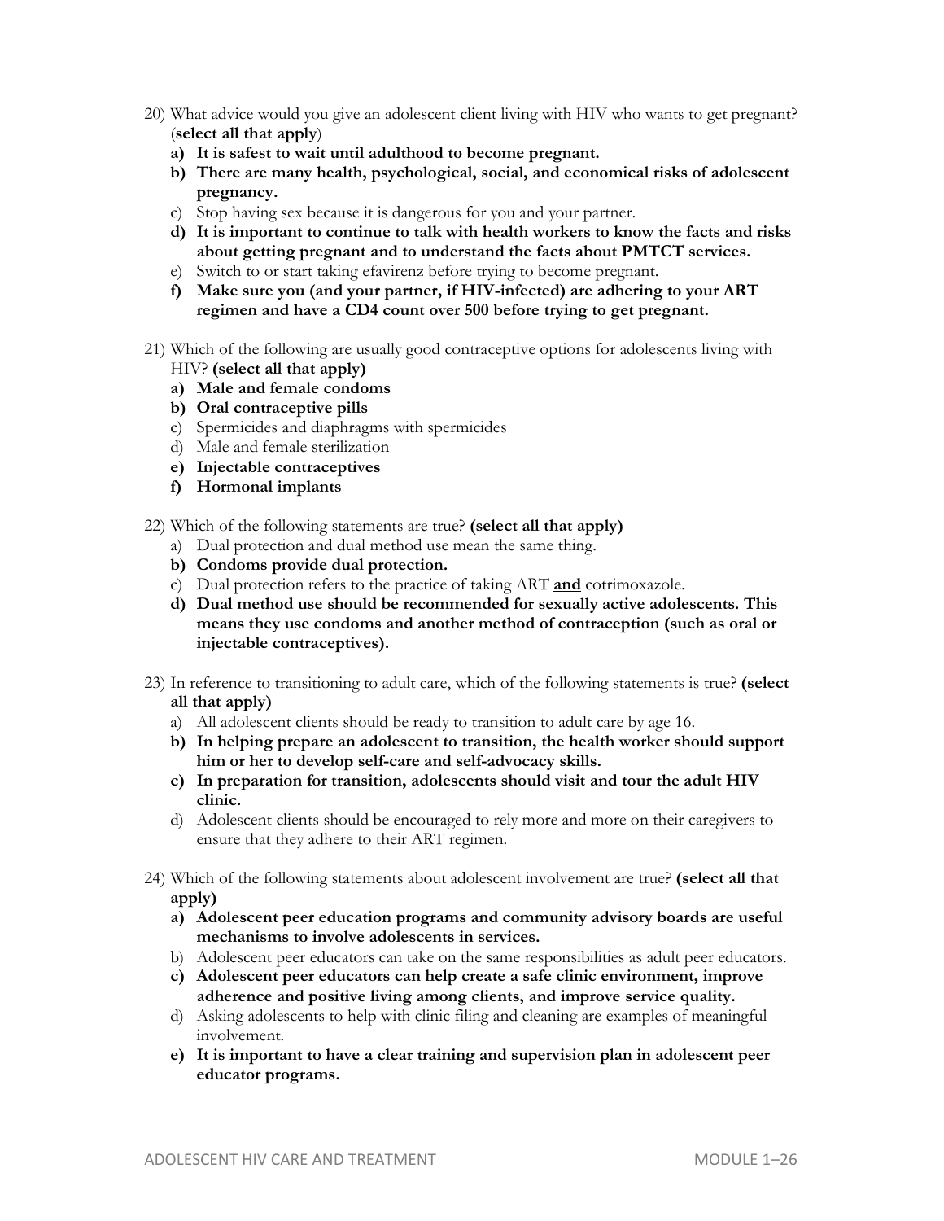20) What advice would you give an adolescent client living with HIV who wants to get pregnant? (**select all that apply**)
   - **a) It is safest to wait until adulthood to become pregnant.**
   - **b) There are many health, psychological, social, and economical risks of adolescent pregnancy.**
   - c) Stop having sex because it is dangerous for you and your partner.
   - **d) It is important to continue to talk with health workers to know the facts and risks about getting pregnant and to understand the facts about PMTCT services.**
   - e) Switch to or start taking efavirenz before trying to become pregnant.
   - **f) Make sure you (and your partner, if HIV-infected) are adhering to your ART regimen and have a CD4 count over 500 before trying to get pregnant.**

21) Which of the following are usually good contraceptive options for adolescents living with HIV? **(select all that apply)**
   - **a) Male and female condoms**
   - **b) Oral contraceptive pills**
   - c) Spermicides and diaphragms with spermicides
   - d) Male and female sterilization
   - **e) Injectable contraceptives**
   - **f) Hormonal implants**

22) Which of the following statements are true? **(select all that apply)**
   - a) Dual protection and dual method use mean the same thing.
   - **b) Condoms provide dual protection.**
   - c) Dual protection refers to the practice of taking ART **and** cotrimoxazole.
   - **d) Dual method use should be recommended for sexually active adolescents. This means they use condoms and another method of contraception (such as oral or injectable contraceptives).**

23) In reference to transitioning to adult care, which of the following statements is true? **(select all that apply)**
   - a) All adolescent clients should be ready to transition to adult care by age 16.
   - **b) In helping prepare an adolescent to transition, the health worker should support him or her to develop self-care and self-advocacy skills.**
   - **c) In preparation for transition, adolescents should visit and tour the adult HIV clinic.**
   - d) Adolescent clients should be encouraged to rely more and more on their caregivers to ensure that they adhere to their ART regimen.

24) Which of the following statements about adolescent involvement are true? **(select all that apply)**
   - **a) Adolescent peer education programs and community advisory boards are useful mechanisms to involve adolescents in services.**
   - b) Adolescent peer educators can take on the same responsibilities as adult peer educators.
   - **c) Adolescent peer educators can help create a safe clinic environment, improve adherence and positive living among clients, and improve service quality.**
   - d) Asking adolescents to help with clinic filing and cleaning are examples of meaningful involvement.
   - **e) It is important to have a clear training and supervision plan in adolescent peer educator programs.**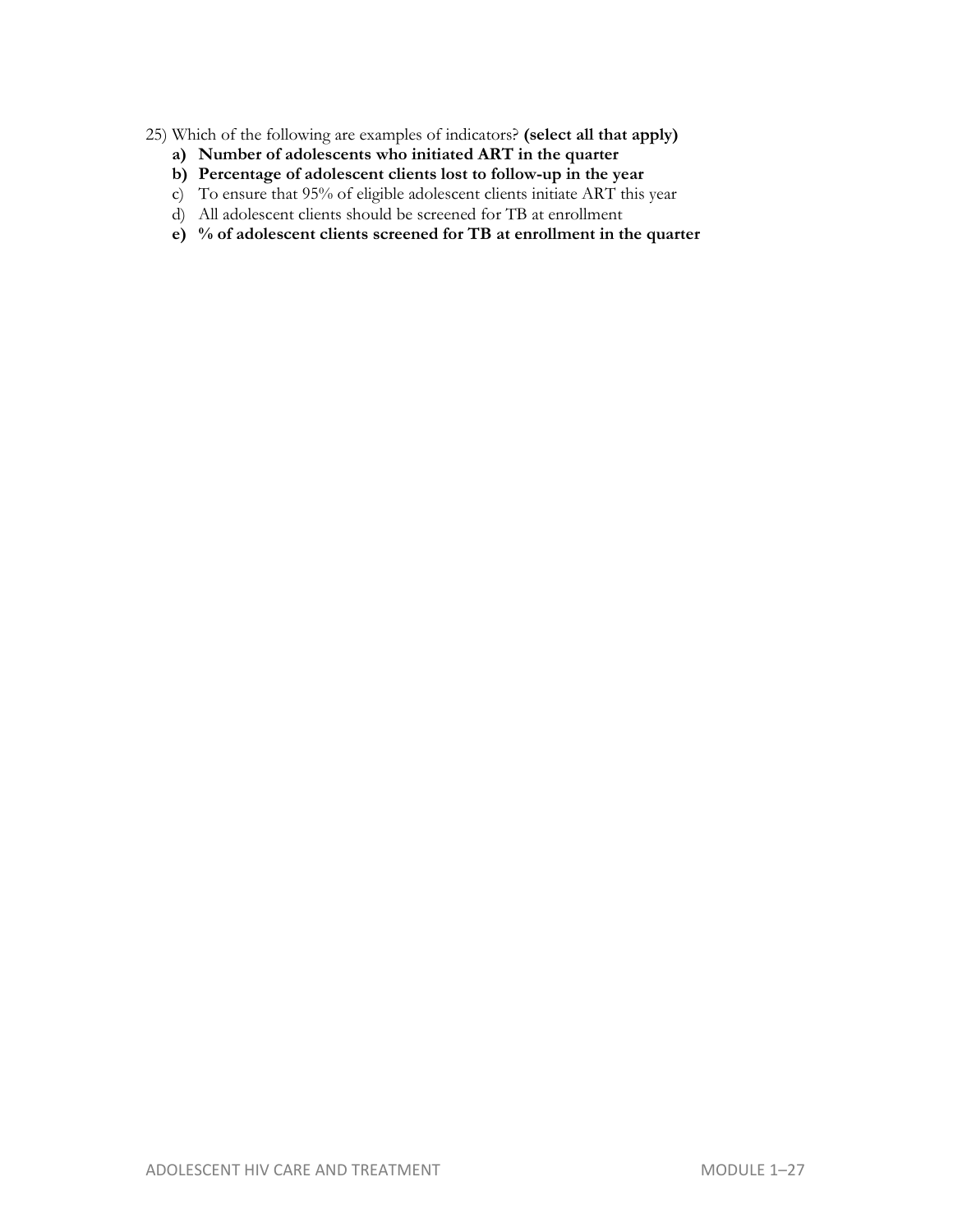25) Which of the following are examples of indicators? **(select all that apply)**

- **a) Number of adolescents who initiated ART in the quarter**
- **b) Percentage of adolescent clients lost to follow-up in the year**
- c) To ensure that 95% of eligible adolescent clients initiate ART this year
- d) All adolescent clients should be screened for TB at enrollment
- **e) % of adolescent clients screened for TB at enrollment in the quarter**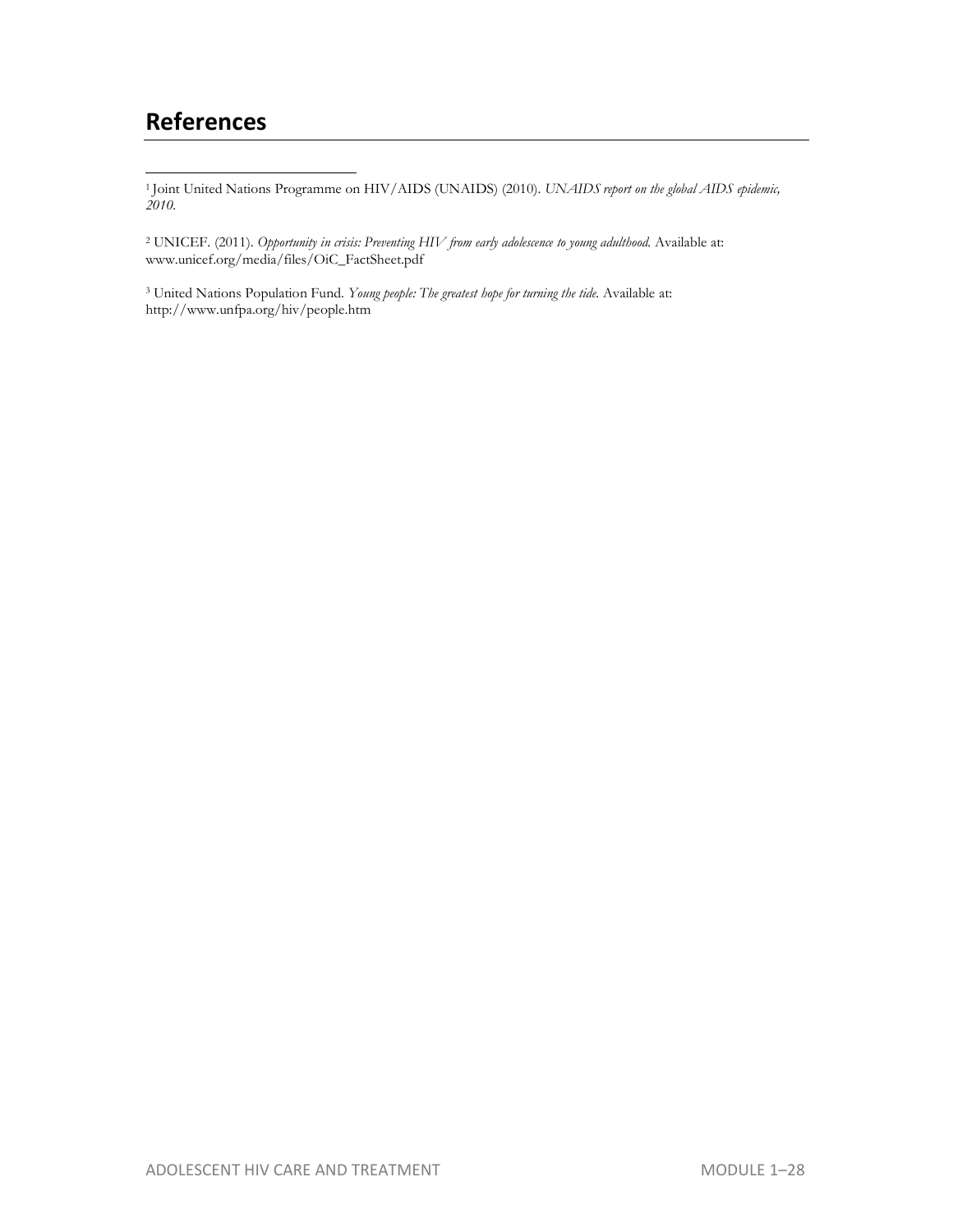# References

[1] Joint United Nations Programme on HIV/AIDS (UNAIDS) (2010). *UNAIDS report on the global AIDS epidemic, 2010.*

[2] UNICEF. (2011). *Opportunity in crisis: Preventing HIV from early adolescence to young adulthood.* Available at: www.unicef.org/media/files/OiC_FactSheet.pdf

[3] United Nations Population Fund. *Young people: The greatest hope for turning the tide.* Available at: http://www.unfpa.org/hiv/people.htm